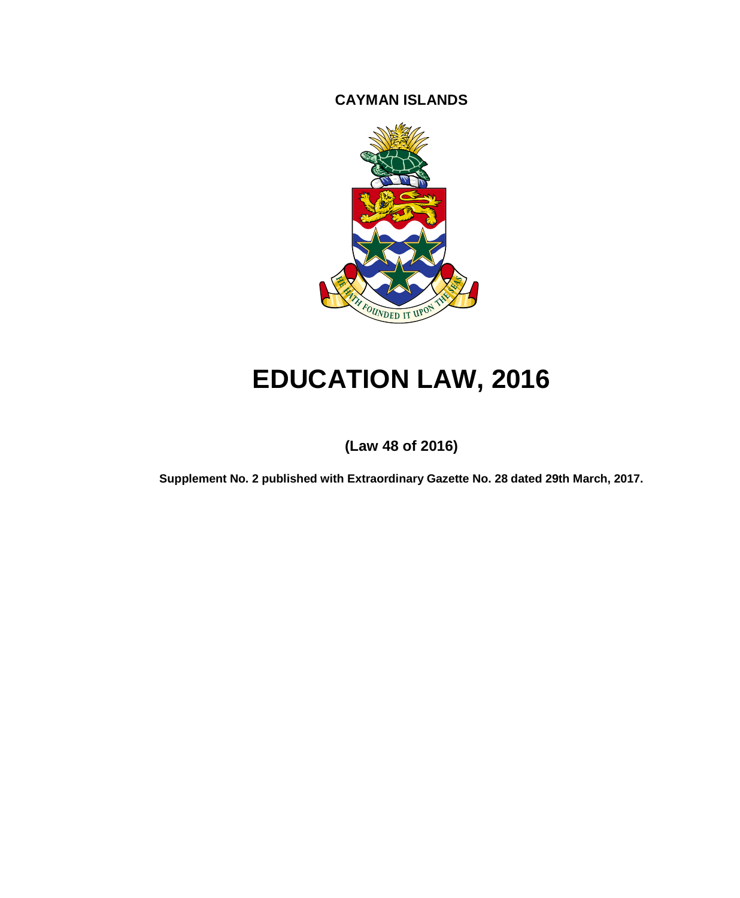**CAYMAN ISLANDS**

# EDUCATION LAW, 2016

**(Law 48 of 2016)**

**Supplement No. 2 published with Extraordinary Gazette No. 28 dated 29th March, 2017.**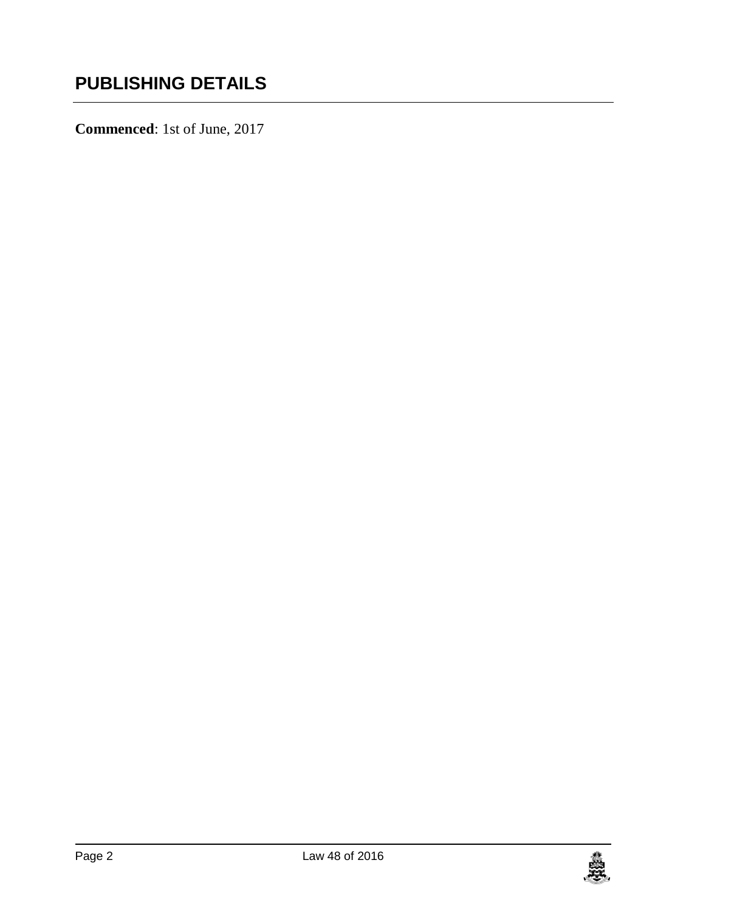## PUBLISHING DETAILS

**Commenced**: 1st of June, 2017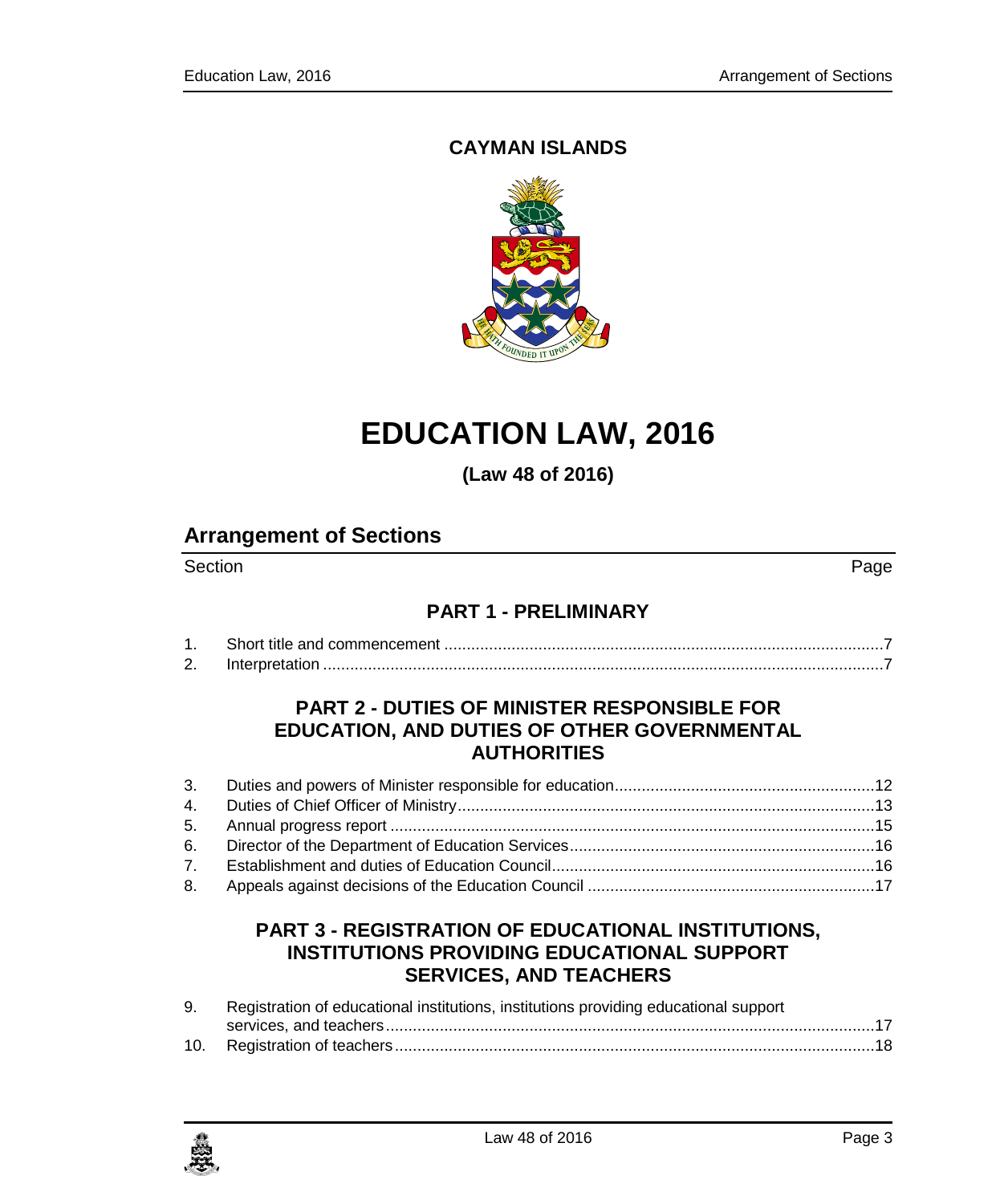# CAYMAN ISLANDS

# EDUCATION LAW, 2016

**(Law 48 of 2016)**

## Arrangement of Sections

Section Page

### PART 1 - PRELIMINARY

1. Short title and commencement .....7
2. Interpretation .....7

### PART 2 - DUTIES OF MINISTER RESPONSIBLE FOR EDUCATION, AND DUTIES OF OTHER GOVERNMENTAL AUTHORITIES

3. Duties and powers of Minister responsible for education .....12
4. Duties of Chief Officer of Ministry .....13
5. Annual progress report .....15
6. Director of the Department of Education Services .....16
7. Establishment and duties of Education Council .....16
8. Appeals against decisions of the Education Council .....17

### PART 3 - REGISTRATION OF EDUCATIONAL INSTITUTIONS, INSTITUTIONS PROVIDING EDUCATIONAL SUPPORT SERVICES, AND TEACHERS

9. Registration of educational institutions, institutions providing educational support services, and teachers .....17
10. Registration of teachers .....18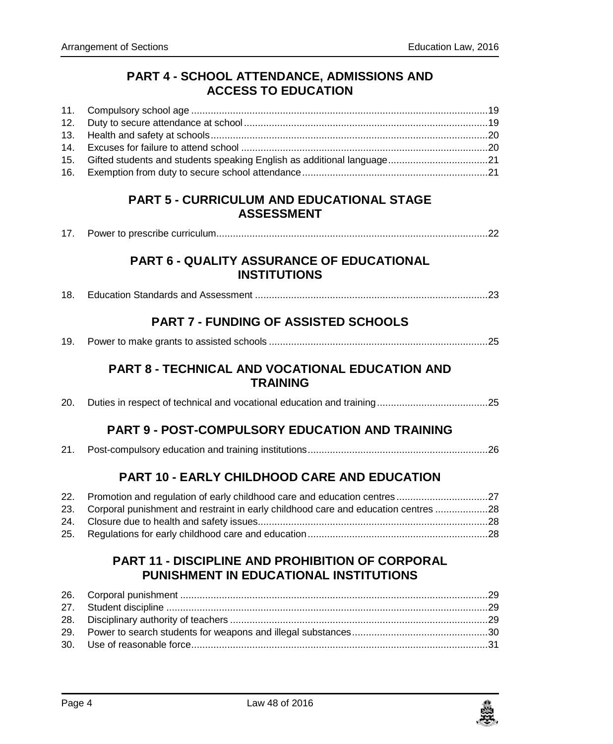## PART 4 - SCHOOL ATTENDANCE, ADMISSIONS AND ACCESS TO EDUCATION

11. Compulsory school age ....................19
12. Duty to secure attendance at school ....................19
13. Health and safety at schools ....................20
14. Excuses for failure to attend school ....................20
15. Gifted students and students speaking English as additional language ....................21
16. Exemption from duty to secure school attendance ....................21

## PART 5 - CURRICULUM AND EDUCATIONAL STAGE ASSESSMENT

17. Power to prescribe curriculum ....................22

## PART 6 - QUALITY ASSURANCE OF EDUCATIONAL INSTITUTIONS

18. Education Standards and Assessment ....................23

## PART 7 - FUNDING OF ASSISTED SCHOOLS

19. Power to make grants to assisted schools ....................25

## PART 8 - TECHNICAL AND VOCATIONAL EDUCATION AND TRAINING

20. Duties in respect of technical and vocational education and training ....................25

## PART 9 - POST-COMPULSORY EDUCATION AND TRAINING

21. Post-compulsory education and training institutions ....................26

## PART 10 - EARLY CHILDHOOD CARE AND EDUCATION

22. Promotion and regulation of early childhood care and education centres ....................27
23. Corporal punishment and restraint in early childhood care and education centres ....................28
24. Closure due to health and safety issues ....................28
25. Regulations for early childhood care and education ....................28

## PART 11 - DISCIPLINE AND PROHIBITION OF CORPORAL PUNISHMENT IN EDUCATIONAL INSTITUTIONS

26. Corporal punishment ....................29
27. Student discipline ....................29
28. Disciplinary authority of teachers ....................29
29. Power to search students for weapons and illegal substances ....................30
30. Use of reasonable force ....................31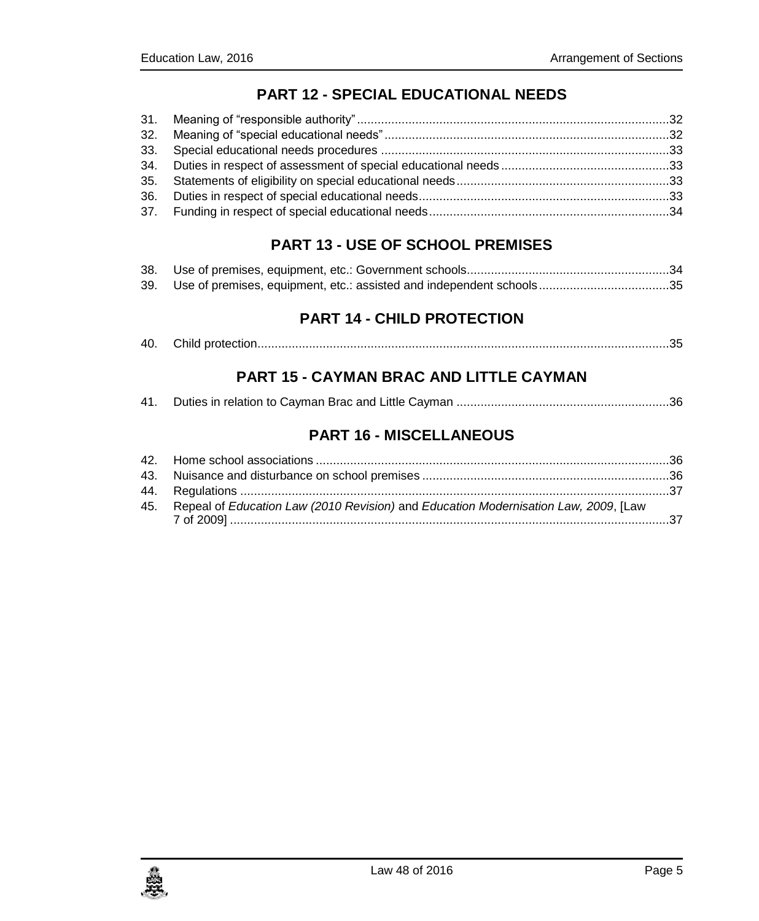## PART 12 - SPECIAL EDUCATIONAL NEEDS

31. Meaning of "responsible authority" ..... 32
32. Meaning of "special educational needs" ..... 32
33. Special educational needs procedures ..... 33
34. Duties in respect of assessment of special educational needs ..... 33
35. Statements of eligibility on special educational needs ..... 33
36. Duties in respect of special educational needs ..... 33
37. Funding in respect of special educational needs ..... 34

## PART 13 - USE OF SCHOOL PREMISES

38. Use of premises, equipment, etc.: Government schools ..... 34
39. Use of premises, equipment, etc.: assisted and independent schools ..... 35

## PART 14 - CHILD PROTECTION

40. Child protection ..... 35

## PART 15 - CAYMAN BRAC AND LITTLE CAYMAN

41. Duties in relation to Cayman Brac and Little Cayman ..... 36

## PART 16 - MISCELLANEOUS

42. Home school associations ..... 36
43. Nuisance and disturbance on school premises ..... 36
44. Regulations ..... 37
45. Repeal of *Education Law (2010 Revision)* and *Education Modernisation Law, 2009*, [Law 7 of 2009] ..... 37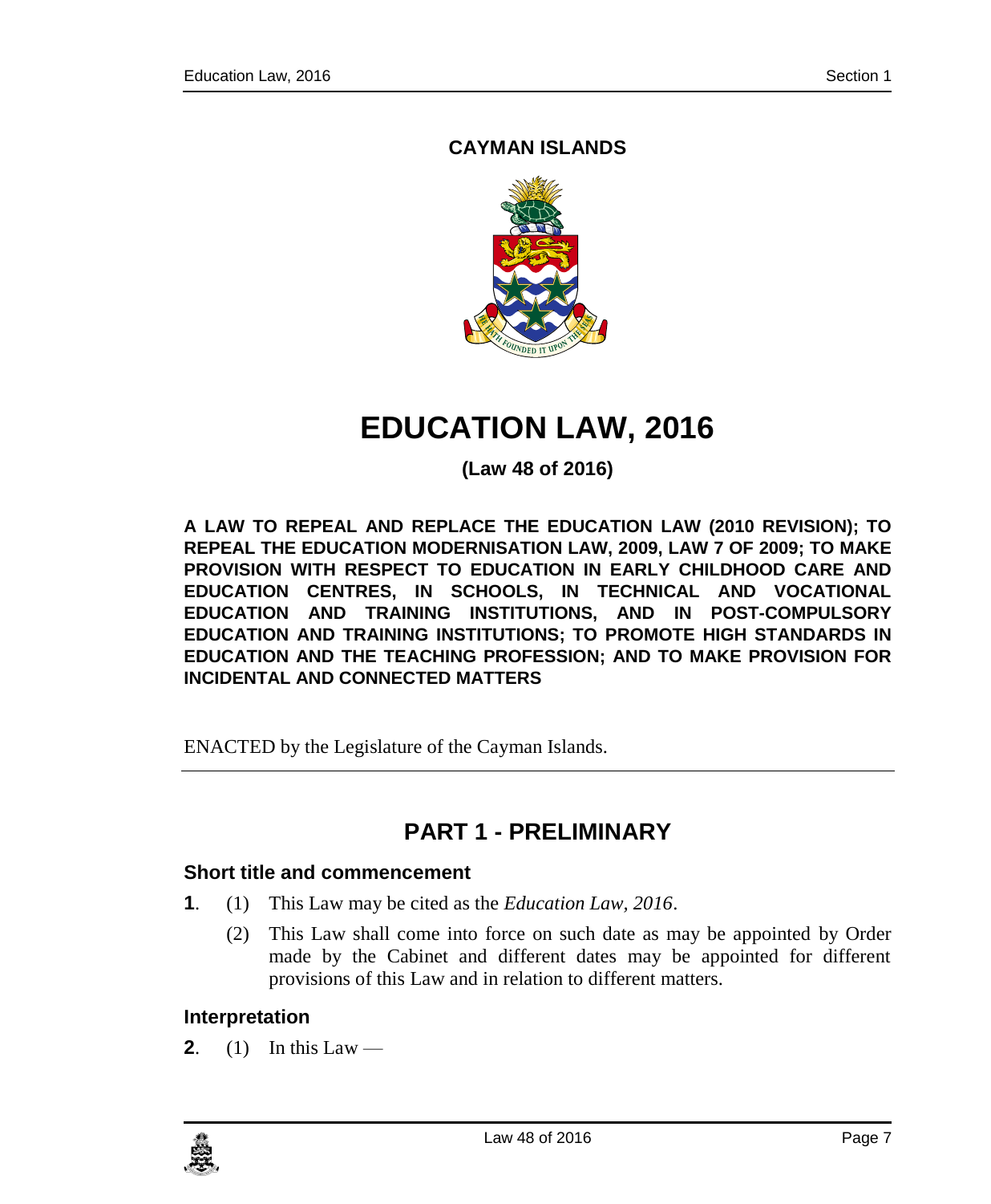**CAYMAN ISLANDS**

# EDUCATION LAW, 2016

**(Law 48 of 2016)**

**A LAW TO REPEAL AND REPLACE THE EDUCATION LAW (2010 REVISION); TO REPEAL THE EDUCATION MODERNISATION LAW, 2009, LAW 7 OF 2009; TO MAKE PROVISION WITH RESPECT TO EDUCATION IN EARLY CHILDHOOD CARE AND EDUCATION CENTRES, IN SCHOOLS, IN TECHNICAL AND VOCATIONAL EDUCATION AND TRAINING INSTITUTIONS, AND IN POST-COMPULSORY EDUCATION AND TRAINING INSTITUTIONS; TO PROMOTE HIGH STANDARDS IN EDUCATION AND THE TEACHING PROFESSION; AND TO MAKE PROVISION FOR INCIDENTAL AND CONNECTED MATTERS**

ENACTED by the Legislature of the Cayman Islands.

## PART 1 - PRELIMINARY

### Short title and commencement

**1**. (1) This Law may be cited as the *Education Law, 2016*.

(2) This Law shall come into force on such date as may be appointed by Order made by the Cabinet and different dates may be appointed for different provisions of this Law and in relation to different matters.

### Interpretation

**2**. (1) In this Law —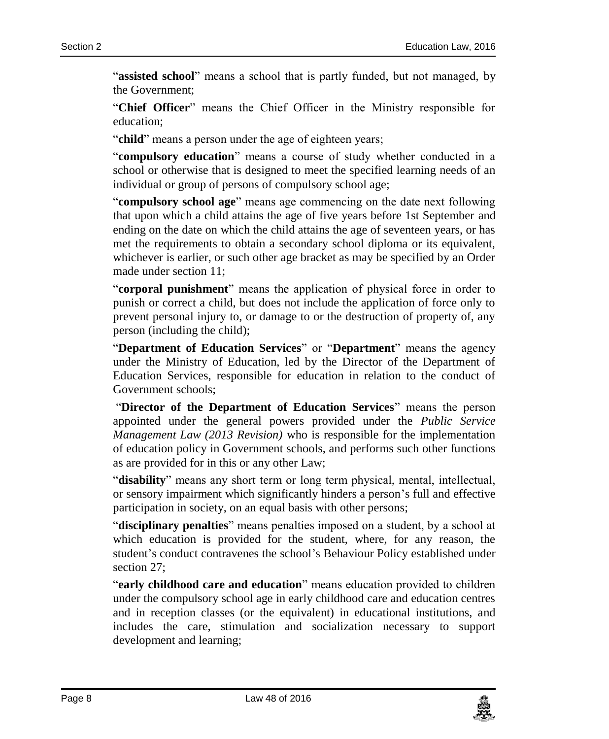"**assisted school**" means a school that is partly funded, but not managed, by the Government;

"**Chief Officer**" means the Chief Officer in the Ministry responsible for education;

"**child**" means a person under the age of eighteen years;

"**compulsory education**" means a course of study whether conducted in a school or otherwise that is designed to meet the specified learning needs of an individual or group of persons of compulsory school age;

"**compulsory school age**" means age commencing on the date next following that upon which a child attains the age of five years before 1st September and ending on the date on which the child attains the age of seventeen years, or has met the requirements to obtain a secondary school diploma or its equivalent, whichever is earlier, or such other age bracket as may be specified by an Order made under section 11;

"**corporal punishment**" means the application of physical force in order to punish or correct a child, but does not include the application of force only to prevent personal injury to, or damage to or the destruction of property of, any person (including the child);

"**Department of Education Services**" or "**Department**" means the agency under the Ministry of Education, led by the Director of the Department of Education Services, responsible for education in relation to the conduct of Government schools;

"**Director of the Department of Education Services**" means the person appointed under the general powers provided under the *Public Service Management Law (2013 Revision)* who is responsible for the implementation of education policy in Government schools, and performs such other functions as are provided for in this or any other Law;

"**disability**" means any short term or long term physical, mental, intellectual, or sensory impairment which significantly hinders a person's full and effective participation in society, on an equal basis with other persons;

"**disciplinary penalties**" means penalties imposed on a student, by a school at which education is provided for the student, where, for any reason, the student's conduct contravenes the school's Behaviour Policy established under section 27;

"**early childhood care and education**" means education provided to children under the compulsory school age in early childhood care and education centres and in reception classes (or the equivalent) in educational institutions, and includes the care, stimulation and socialization necessary to support development and learning;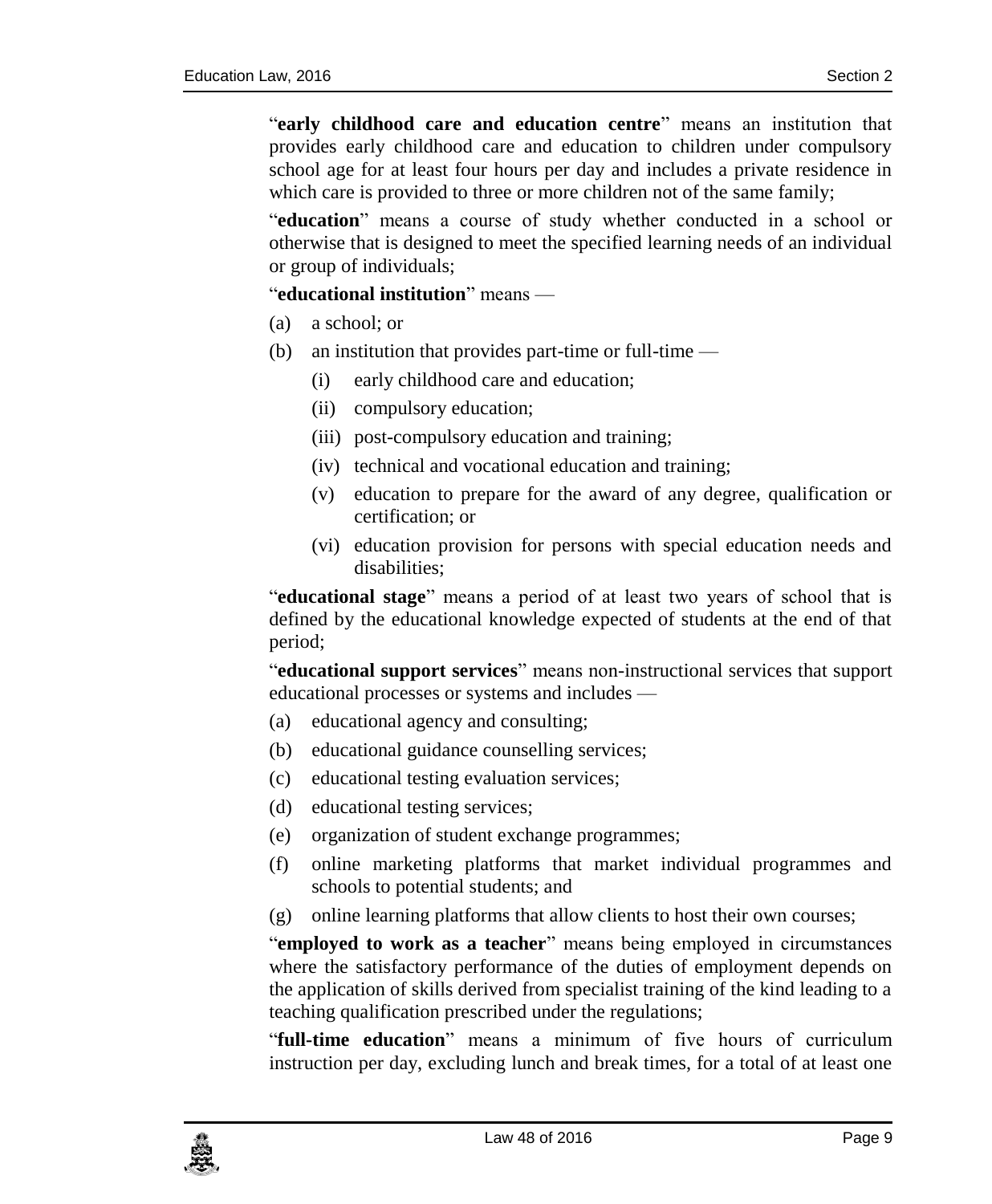"**early childhood care and education centre**" means an institution that provides early childhood care and education to children under compulsory school age for at least four hours per day and includes a private residence in which care is provided to three or more children not of the same family;

"**education**" means a course of study whether conducted in a school or otherwise that is designed to meet the specified learning needs of an individual or group of individuals;

"**educational institution**" means —

(a) a school; or

(b) an institution that provides part-time or full-time —

  (i) early childhood care and education;

  (ii) compulsory education;

  (iii) post-compulsory education and training;

  (iv) technical and vocational education and training;

  (v) education to prepare for the award of any degree, qualification or certification; or

  (vi) education provision for persons with special education needs and disabilities;

"**educational stage**" means a period of at least two years of school that is defined by the educational knowledge expected of students at the end of that period;

"**educational support services**" means non-instructional services that support educational processes or systems and includes —

(a) educational agency and consulting;

(b) educational guidance counselling services;

(c) educational testing evaluation services;

(d) educational testing services;

(e) organization of student exchange programmes;

(f) online marketing platforms that market individual programmes and schools to potential students; and

(g) online learning platforms that allow clients to host their own courses;

"**employed to work as a teacher**" means being employed in circumstances where the satisfactory performance of the duties of employment depends on the application of skills derived from specialist training of the kind leading to a teaching qualification prescribed under the regulations;

"**full-time education**" means a minimum of five hours of curriculum instruction per day, excluding lunch and break times, for a total of at least one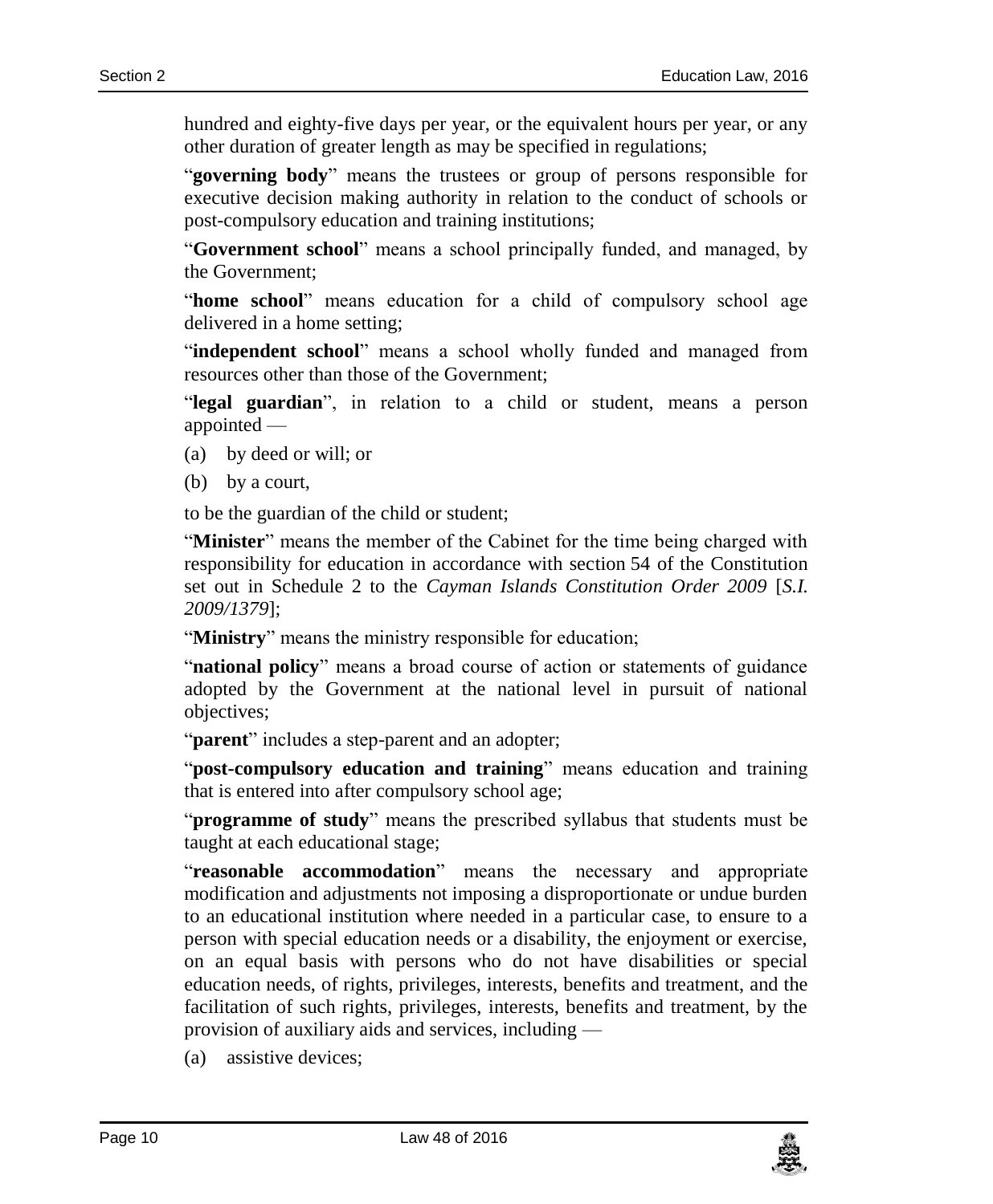hundred and eighty-five days per year, or the equivalent hours per year, or any other duration of greater length as may be specified in regulations;

"**governing body**" means the trustees or group of persons responsible for executive decision making authority in relation to the conduct of schools or post-compulsory education and training institutions;

"**Government school**" means a school principally funded, and managed, by the Government;

"**home school**" means education for a child of compulsory school age delivered in a home setting;

"**independent school**" means a school wholly funded and managed from resources other than those of the Government;

"**legal guardian**", in relation to a child or student, means a person appointed —

(a) by deed or will; or

(b) by a court,

to be the guardian of the child or student;

"**Minister**" means the member of the Cabinet for the time being charged with responsibility for education in accordance with section 54 of the Constitution set out in Schedule 2 to the *Cayman Islands Constitution Order 2009* [*S.I. 2009/1379*];

"**Ministry**" means the ministry responsible for education;

"**national policy**" means a broad course of action or statements of guidance adopted by the Government at the national level in pursuit of national objectives;

"**parent**" includes a step-parent and an adopter;

"**post-compulsory education and training**" means education and training that is entered into after compulsory school age;

"**programme of study**" means the prescribed syllabus that students must be taught at each educational stage;

"**reasonable accommodation**" means the necessary and appropriate modification and adjustments not imposing a disproportionate or undue burden to an educational institution where needed in a particular case, to ensure to a person with special education needs or a disability, the enjoyment or exercise, on an equal basis with persons who do not have disabilities or special education needs, of rights, privileges, interests, benefits and treatment, and the facilitation of such rights, privileges, interests, benefits and treatment, by the provision of auxiliary aids and services, including —

(a) assistive devices;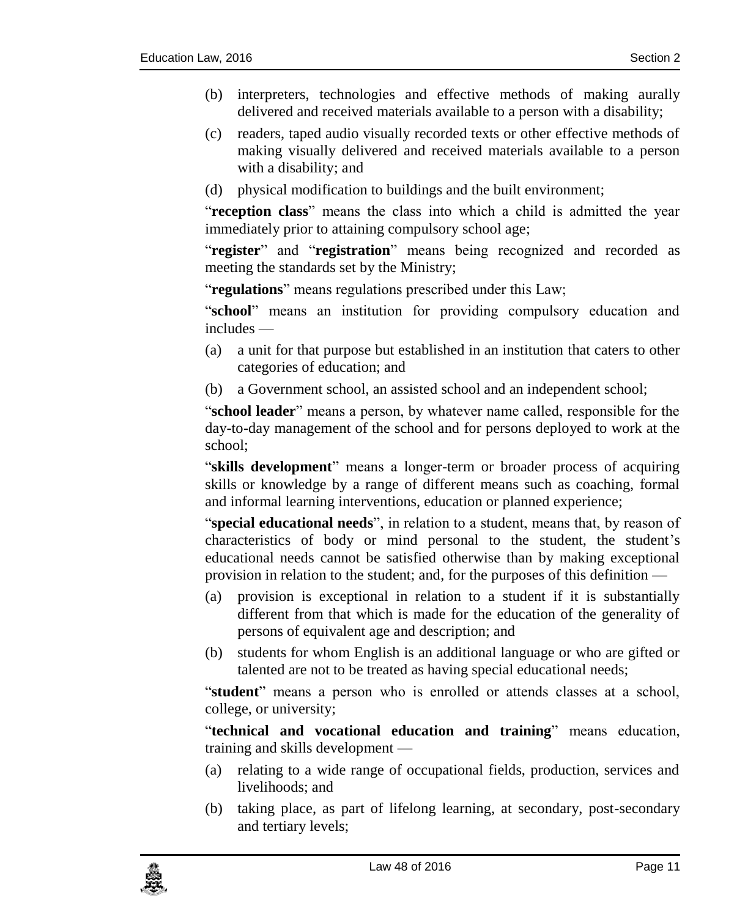(b) interpreters, technologies and effective methods of making aurally delivered and received materials available to a person with a disability;

(c) readers, taped audio visually recorded texts or other effective methods of making visually delivered and received materials available to a person with a disability; and

(d) physical modification to buildings and the built environment;

"**reception class**" means the class into which a child is admitted the year immediately prior to attaining compulsory school age;

"**register**" and "**registration**" means being recognized and recorded as meeting the standards set by the Ministry;

"**regulations**" means regulations prescribed under this Law;

"**school**" means an institution for providing compulsory education and includes —

(a) a unit for that purpose but established in an institution that caters to other categories of education; and

(b) a Government school, an assisted school and an independent school;

"**school leader**" means a person, by whatever name called, responsible for the day-to-day management of the school and for persons deployed to work at the school;

"**skills development**" means a longer-term or broader process of acquiring skills or knowledge by a range of different means such as coaching, formal and informal learning interventions, education or planned experience;

"**special educational needs**", in relation to a student, means that, by reason of characteristics of body or mind personal to the student, the student's educational needs cannot be satisfied otherwise than by making exceptional provision in relation to the student; and, for the purposes of this definition —

(a) provision is exceptional in relation to a student if it is substantially different from that which is made for the education of the generality of persons of equivalent age and description; and

(b) students for whom English is an additional language or who are gifted or talented are not to be treated as having special educational needs;

"**student**" means a person who is enrolled or attends classes at a school, college, or university;

"**technical and vocational education and training**" means education, training and skills development —

(a) relating to a wide range of occupational fields, production, services and livelihoods; and

(b) taking place, as part of lifelong learning, at secondary, post-secondary and tertiary levels;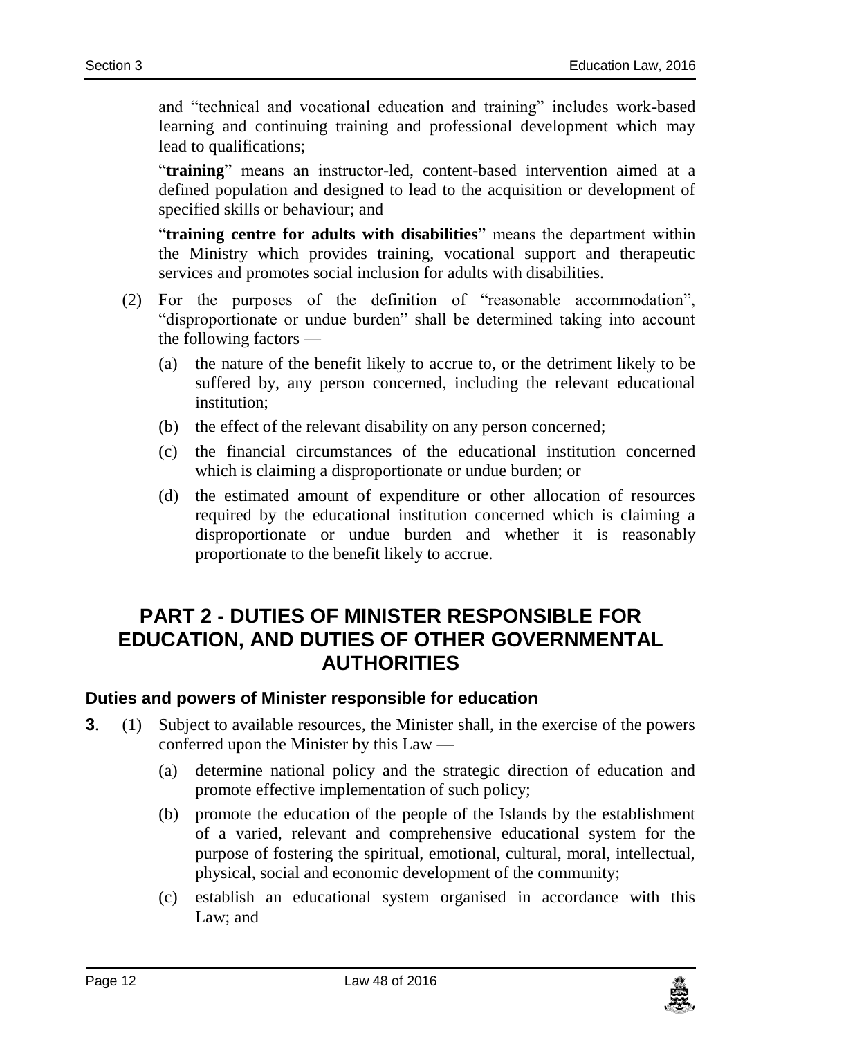and "technical and vocational education and training" includes work-based learning and continuing training and professional development which may lead to qualifications;

"**training**" means an instructor-led, content-based intervention aimed at a defined population and designed to lead to the acquisition or development of specified skills or behaviour; and

"**training centre for adults with disabilities**" means the department within the Ministry which provides training, vocational support and therapeutic services and promotes social inclusion for adults with disabilities.

(2) For the purposes of the definition of "reasonable accommodation", "disproportionate or undue burden" shall be determined taking into account the following factors —

(a) the nature of the benefit likely to accrue to, or the detriment likely to be suffered by, any person concerned, including the relevant educational institution;

(b) the effect of the relevant disability on any person concerned;

(c) the financial circumstances of the educational institution concerned which is claiming a disproportionate or undue burden; or

(d) the estimated amount of expenditure or other allocation of resources required by the educational institution concerned which is claiming a disproportionate or undue burden and whether it is reasonably proportionate to the benefit likely to accrue.

## PART 2 - DUTIES OF MINISTER RESPONSIBLE FOR EDUCATION, AND DUTIES OF OTHER GOVERNMENTAL AUTHORITIES

### Duties and powers of Minister responsible for education

**3**. (1) Subject to available resources, the Minister shall, in the exercise of the powers conferred upon the Minister by this Law —

(a) determine national policy and the strategic direction of education and promote effective implementation of such policy;

(b) promote the education of the people of the Islands by the establishment of a varied, relevant and comprehensive educational system for the purpose of fostering the spiritual, emotional, cultural, moral, intellectual, physical, social and economic development of the community;

(c) establish an educational system organised in accordance with this Law; and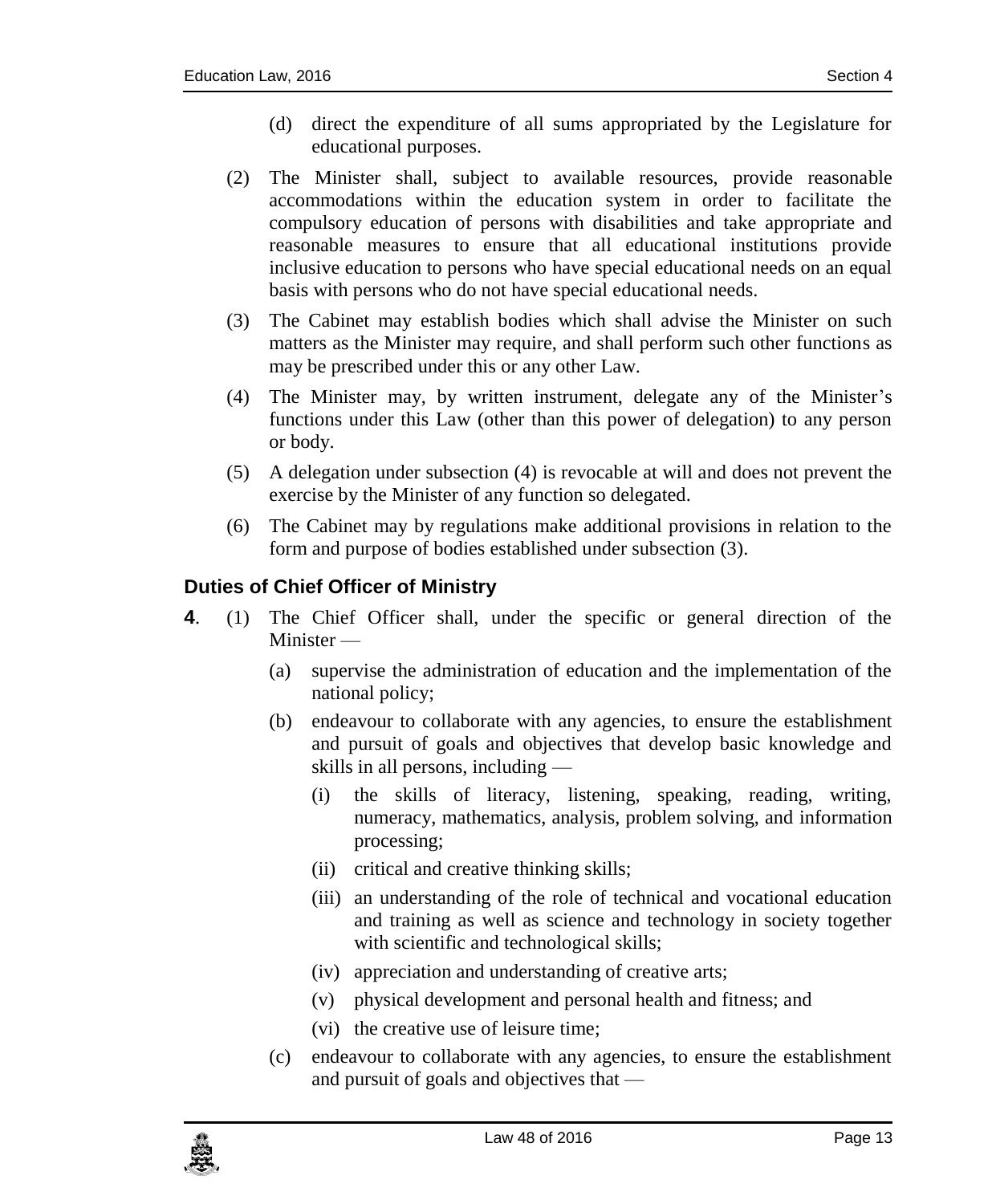(d) direct the expenditure of all sums appropriated by the Legislature for educational purposes.

(2) The Minister shall, subject to available resources, provide reasonable accommodations within the education system in order to facilitate the compulsory education of persons with disabilities and take appropriate and reasonable measures to ensure that all educational institutions provide inclusive education to persons who have special educational needs on an equal basis with persons who do not have special educational needs.

(3) The Cabinet may establish bodies which shall advise the Minister on such matters as the Minister may require, and shall perform such other functions as may be prescribed under this or any other Law.

(4) The Minister may, by written instrument, delegate any of the Minister's functions under this Law (other than this power of delegation) to any person or body.

(5) A delegation under subsection (4) is revocable at will and does not prevent the exercise by the Minister of any function so delegated.

(6) The Cabinet may by regulations make additional provisions in relation to the form and purpose of bodies established under subsection (3).

### Duties of Chief Officer of Ministry

**4**. (1) The Chief Officer shall, under the specific or general direction of the Minister —

(a) supervise the administration of education and the implementation of the national policy;

(b) endeavour to collaborate with any agencies, to ensure the establishment and pursuit of goals and objectives that develop basic knowledge and skills in all persons, including —

(i) the skills of literacy, listening, speaking, reading, writing, numeracy, mathematics, analysis, problem solving, and information processing;

(ii) critical and creative thinking skills;

(iii) an understanding of the role of technical and vocational education and training as well as science and technology in society together with scientific and technological skills;

(iv) appreciation and understanding of creative arts;

(v) physical development and personal health and fitness; and

(vi) the creative use of leisure time;

(c) endeavour to collaborate with any agencies, to ensure the establishment and pursuit of goals and objectives that —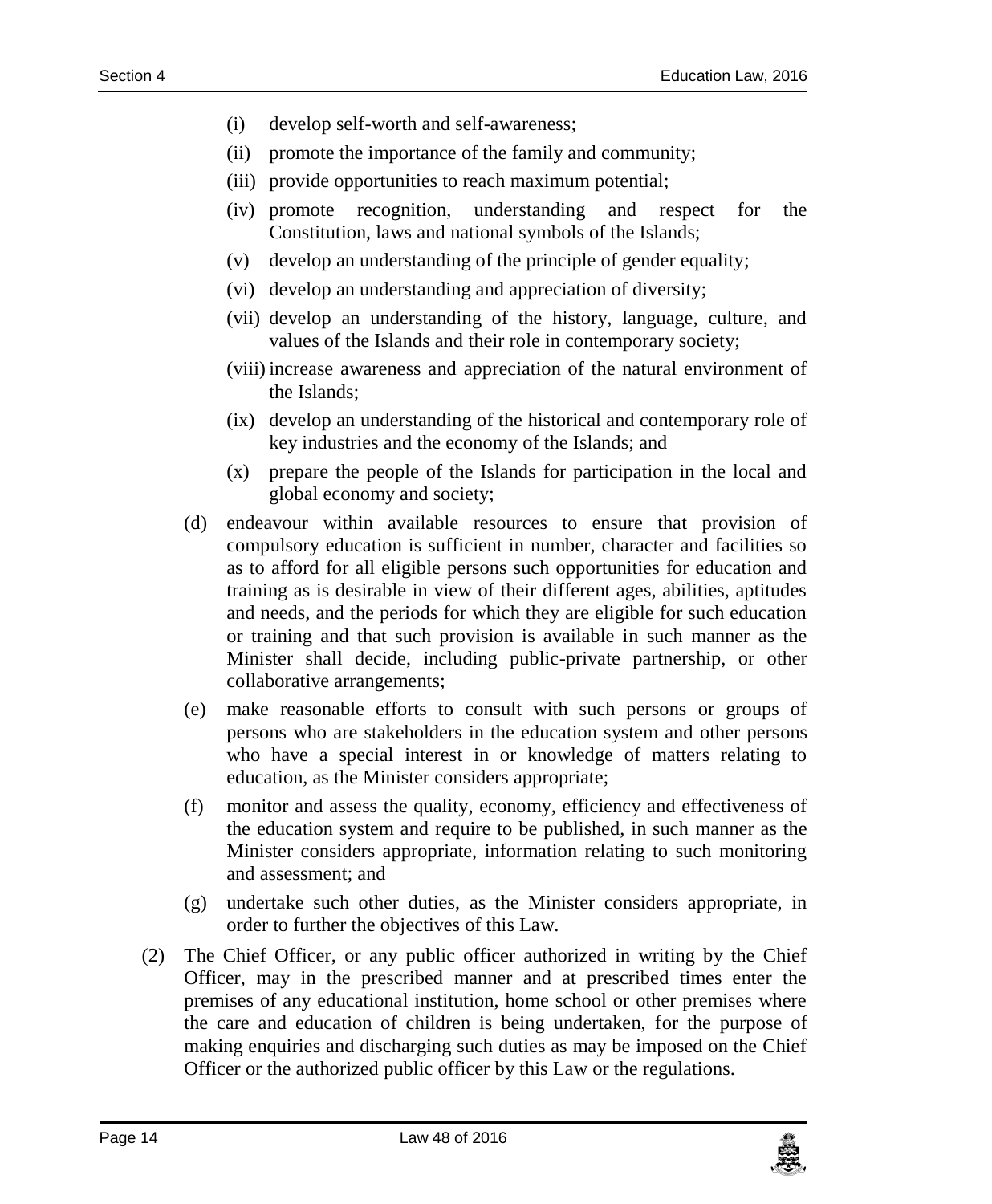(i) develop self-worth and self-awareness;

(ii) promote the importance of the family and community;

(iii) provide opportunities to reach maximum potential;

(iv) promote recognition, understanding and respect for the Constitution, laws and national symbols of the Islands;

(v) develop an understanding of the principle of gender equality;

(vi) develop an understanding and appreciation of diversity;

(vii) develop an understanding of the history, language, culture, and values of the Islands and their role in contemporary society;

(viii) increase awareness and appreciation of the natural environment of the Islands;

(ix) develop an understanding of the historical and contemporary role of key industries and the economy of the Islands; and

(x) prepare the people of the Islands for participation in the local and global economy and society;

(d) endeavour within available resources to ensure that provision of compulsory education is sufficient in number, character and facilities so as to afford for all eligible persons such opportunities for education and training as is desirable in view of their different ages, abilities, aptitudes and needs, and the periods for which they are eligible for such education or training and that such provision is available in such manner as the Minister shall decide, including public-private partnership, or other collaborative arrangements;

(e) make reasonable efforts to consult with such persons or groups of persons who are stakeholders in the education system and other persons who have a special interest in or knowledge of matters relating to education, as the Minister considers appropriate;

(f) monitor and assess the quality, economy, efficiency and effectiveness of the education system and require to be published, in such manner as the Minister considers appropriate, information relating to such monitoring and assessment; and

(g) undertake such other duties, as the Minister considers appropriate, in order to further the objectives of this Law.

(2) The Chief Officer, or any public officer authorized in writing by the Chief Officer, may in the prescribed manner and at prescribed times enter the premises of any educational institution, home school or other premises where the care and education of children is being undertaken, for the purpose of making enquiries and discharging such duties as may be imposed on the Chief Officer or the authorized public officer by this Law or the regulations.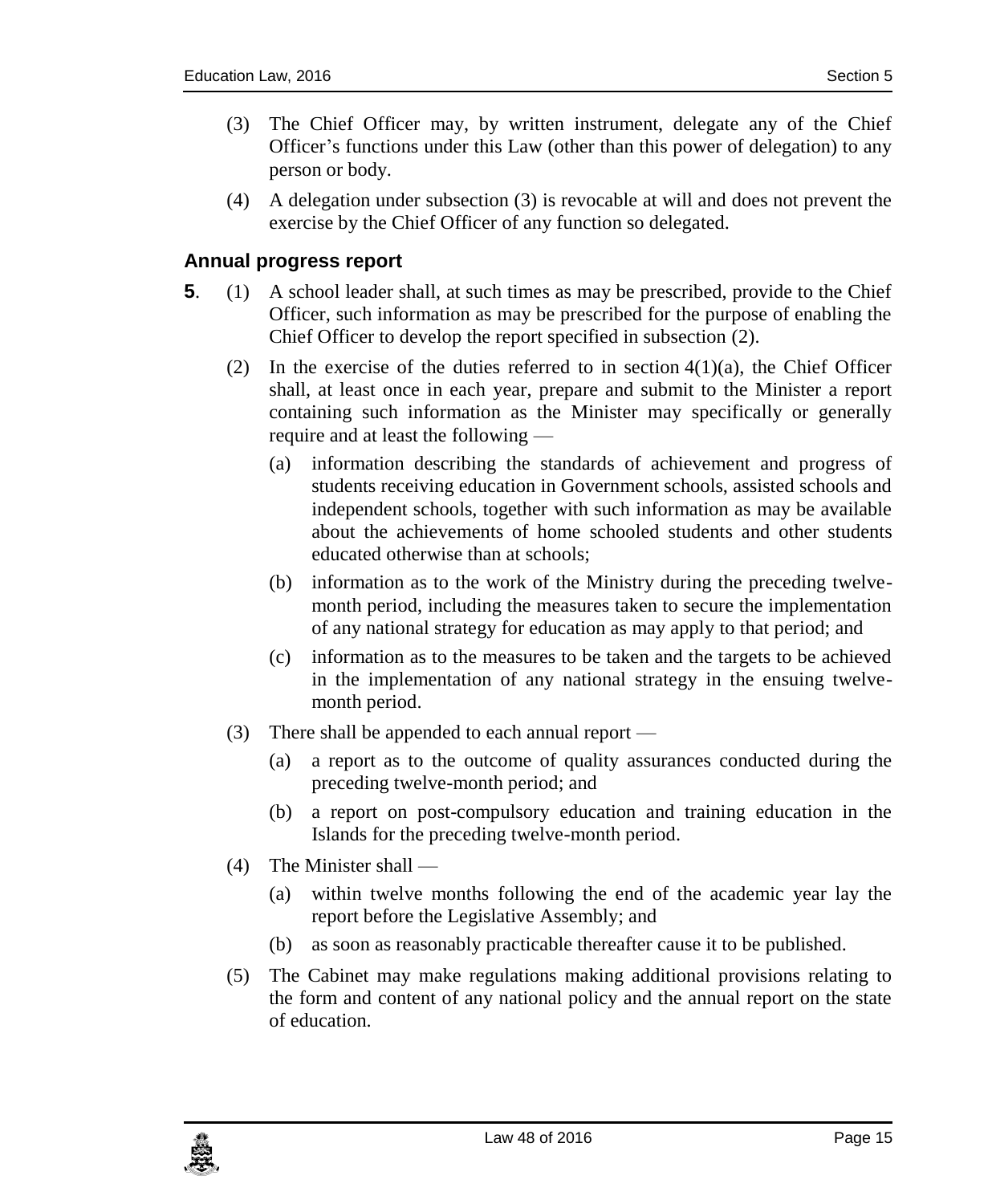(3) The Chief Officer may, by written instrument, delegate any of the Chief Officer's functions under this Law (other than this power of delegation) to any person or body.

(4) A delegation under subsection (3) is revocable at will and does not prevent the exercise by the Chief Officer of any function so delegated.

### Annual progress report

**5**. (1) A school leader shall, at such times as may be prescribed, provide to the Chief Officer, such information as may be prescribed for the purpose of enabling the Chief Officer to develop the report specified in subsection (2).

(2) In the exercise of the duties referred to in section 4(1)(a), the Chief Officer shall, at least once in each year, prepare and submit to the Minister a report containing such information as the Minister may specifically or generally require and at least the following —

(a) information describing the standards of achievement and progress of students receiving education in Government schools, assisted schools and independent schools, together with such information as may be available about the achievements of home schooled students and other students educated otherwise than at schools;

(b) information as to the work of the Ministry during the preceding twelve-month period, including the measures taken to secure the implementation of any national strategy for education as may apply to that period; and

(c) information as to the measures to be taken and the targets to be achieved in the implementation of any national strategy in the ensuing twelve-month period.

(3) There shall be appended to each annual report —

(a) a report as to the outcome of quality assurances conducted during the preceding twelve-month period; and

(b) a report on post-compulsory education and training education in the Islands for the preceding twelve-month period.

(4) The Minister shall —

(a) within twelve months following the end of the academic year lay the report before the Legislative Assembly; and

(b) as soon as reasonably practicable thereafter cause it to be published.

(5) The Cabinet may make regulations making additional provisions relating to the form and content of any national policy and the annual report on the state of education.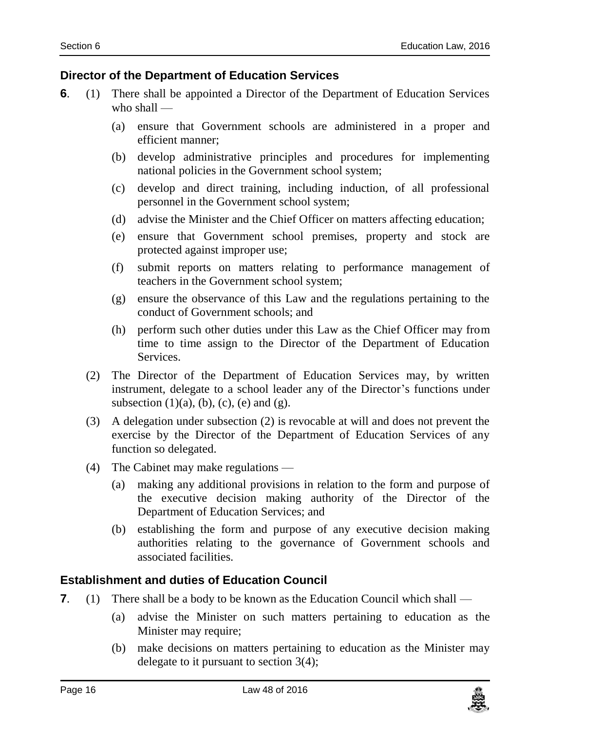### Director of the Department of Education Services

**6**. (1) There shall be appointed a Director of the Department of Education Services who shall —

(a) ensure that Government schools are administered in a proper and efficient manner;

(b) develop administrative principles and procedures for implementing national policies in the Government school system;

(c) develop and direct training, including induction, of all professional personnel in the Government school system;

(d) advise the Minister and the Chief Officer on matters affecting education;

(e) ensure that Government school premises, property and stock are protected against improper use;

(f) submit reports on matters relating to performance management of teachers in the Government school system;

(g) ensure the observance of this Law and the regulations pertaining to the conduct of Government schools; and

(h) perform such other duties under this Law as the Chief Officer may from time to time assign to the Director of the Department of Education Services.

(2) The Director of the Department of Education Services may, by written instrument, delegate to a school leader any of the Director's functions under subsection (1)(a), (b), (c), (e) and (g).

(3) A delegation under subsection (2) is revocable at will and does not prevent the exercise by the Director of the Department of Education Services of any function so delegated.

(4) The Cabinet may make regulations —

(a) making any additional provisions in relation to the form and purpose of the executive decision making authority of the Director of the Department of Education Services; and

(b) establishing the form and purpose of any executive decision making authorities relating to the governance of Government schools and associated facilities.

### Establishment and duties of Education Council

**7**. (1) There shall be a body to be known as the Education Council which shall —

(a) advise the Minister on such matters pertaining to education as the Minister may require;

(b) make decisions on matters pertaining to education as the Minister may delegate to it pursuant to section 3(4);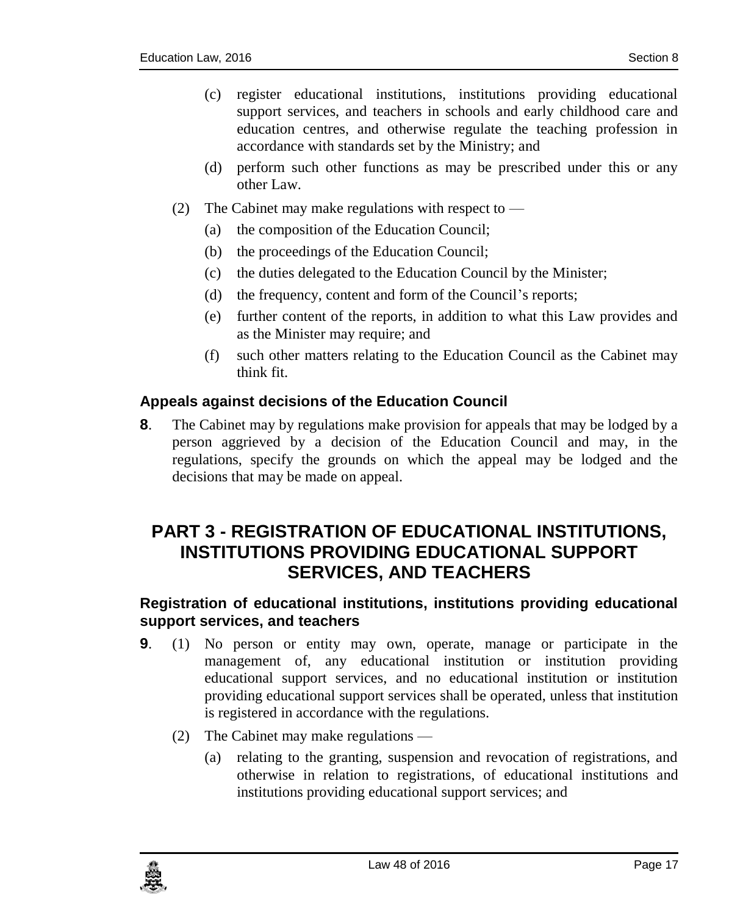(c) register educational institutions, institutions providing educational support services, and teachers in schools and early childhood care and education centres, and otherwise regulate the teaching profession in accordance with standards set by the Ministry; and

(d) perform such other functions as may be prescribed under this or any other Law.

(2) The Cabinet may make regulations with respect to —

(a) the composition of the Education Council;

(b) the proceedings of the Education Council;

(c) the duties delegated to the Education Council by the Minister;

(d) the frequency, content and form of the Council's reports;

(e) further content of the reports, in addition to what this Law provides and as the Minister may require; and

(f) such other matters relating to the Education Council as the Cabinet may think fit.

### Appeals against decisions of the Education Council

**8**. The Cabinet may by regulations make provision for appeals that may be lodged by a person aggrieved by a decision of the Education Council and may, in the regulations, specify the grounds on which the appeal may be lodged and the decisions that may be made on appeal.

## PART 3 - REGISTRATION OF EDUCATIONAL INSTITUTIONS, INSTITUTIONS PROVIDING EDUCATIONAL SUPPORT SERVICES, AND TEACHERS

### Registration of educational institutions, institutions providing educational support services, and teachers

**9**. (1) No person or entity may own, operate, manage or participate in the management of, any educational institution or institution providing educational support services, and no educational institution or institution providing educational support services shall be operated, unless that institution is registered in accordance with the regulations.

(2) The Cabinet may make regulations —

(a) relating to the granting, suspension and revocation of registrations, and otherwise in relation to registrations, of educational institutions and institutions providing educational support services; and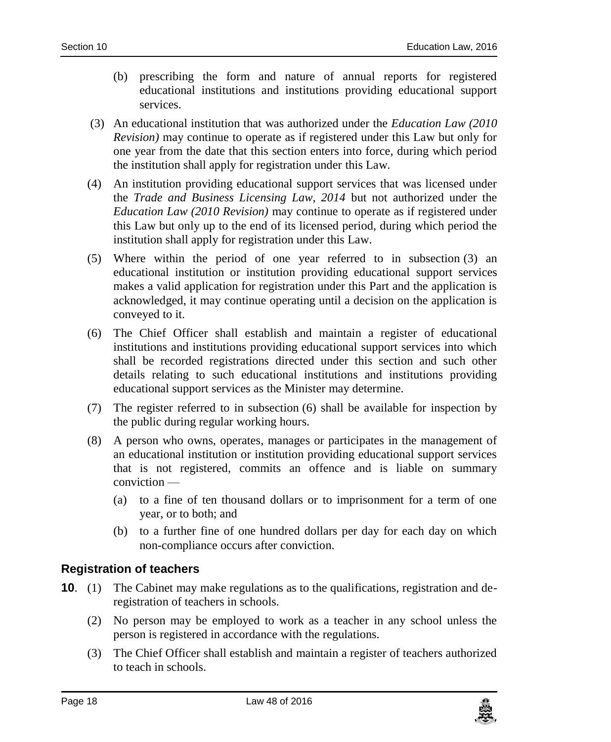(b) prescribing the form and nature of annual reports for registered educational institutions and institutions providing educational support services.

(3) An educational institution that was authorized under the *Education Law (2010 Revision)* may continue to operate as if registered under this Law but only for one year from the date that this section enters into force, during which period the institution shall apply for registration under this Law.

(4) An institution providing educational support services that was licensed under the *Trade and Business Licensing Law, 2014* but not authorized under the *Education Law (2010 Revision)* may continue to operate as if registered under this Law but only up to the end of its licensed period, during which period the institution shall apply for registration under this Law.

(5) Where within the period of one year referred to in subsection (3) an educational institution or institution providing educational support services makes a valid application for registration under this Part and the application is acknowledged, it may continue operating until a decision on the application is conveyed to it.

(6) The Chief Officer shall establish and maintain a register of educational institutions and institutions providing educational support services into which shall be recorded registrations directed under this section and such other details relating to such educational institutions and institutions providing educational support services as the Minister may determine.

(7) The register referred to in subsection (6) shall be available for inspection by the public during regular working hours.

(8) A person who owns, operates, manages or participates in the management of an educational institution or institution providing educational support services that is not registered, commits an offence and is liable on summary conviction —

(a) to a fine of ten thousand dollars or to imprisonment for a term of one year, or to both; and

(b) to a further fine of one hundred dollars per day for each day on which non-compliance occurs after conviction.

### Registration of teachers

**10**. (1) The Cabinet may make regulations as to the qualifications, registration and de-registration of teachers in schools.

(2) No person may be employed to work as a teacher in any school unless the person is registered in accordance with the regulations.

(3) The Chief Officer shall establish and maintain a register of teachers authorized to teach in schools.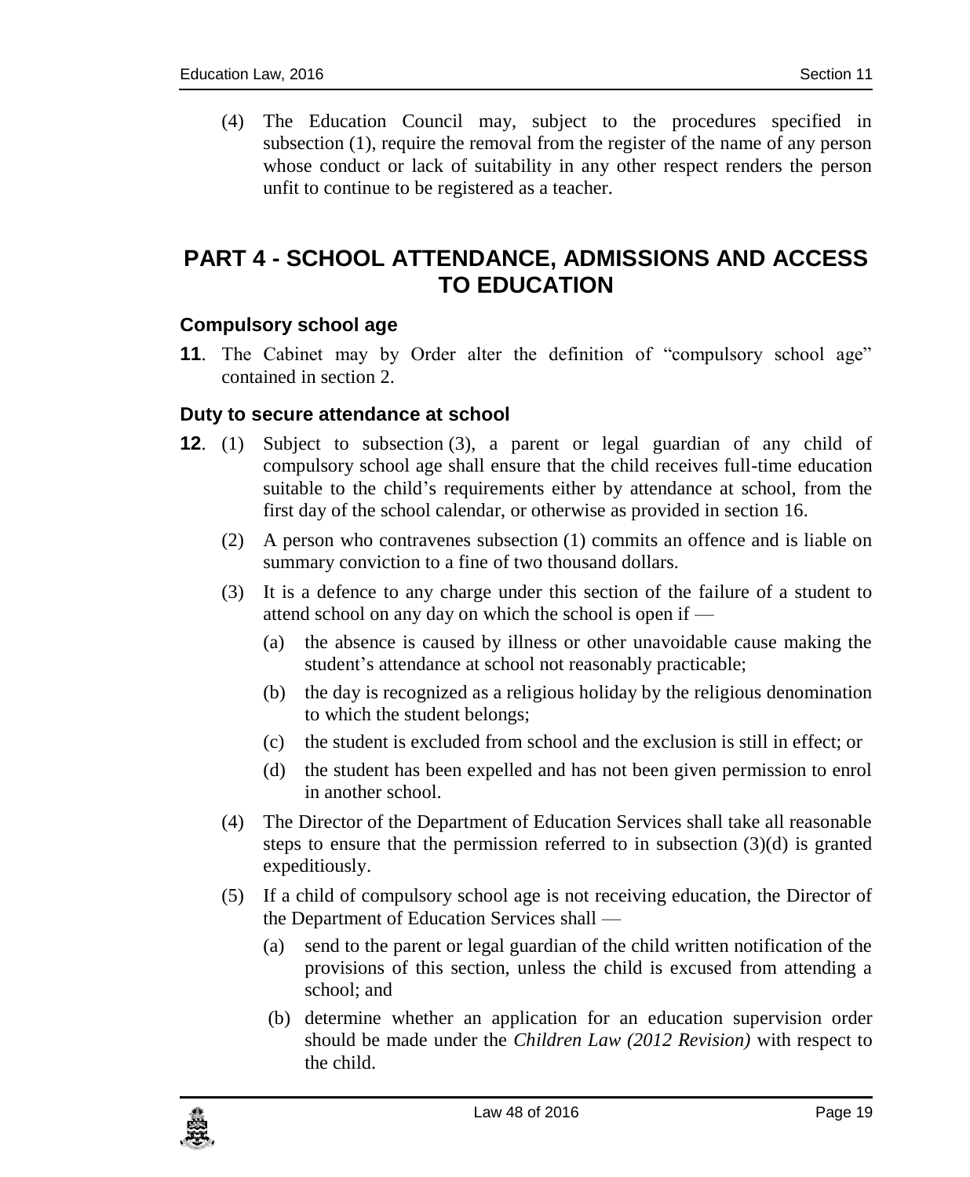(4) The Education Council may, subject to the procedures specified in subsection (1), require the removal from the register of the name of any person whose conduct or lack of suitability in any other respect renders the person unfit to continue to be registered as a teacher.

# PART 4 - SCHOOL ATTENDANCE, ADMISSIONS AND ACCESS TO EDUCATION

### Compulsory school age

**11**. The Cabinet may by Order alter the definition of "compulsory school age" contained in section 2.

### Duty to secure attendance at school

**12**. (1) Subject to subsection (3), a parent or legal guardian of any child of compulsory school age shall ensure that the child receives full-time education suitable to the child's requirements either by attendance at school, from the first day of the school calendar, or otherwise as provided in section 16.

(2) A person who contravenes subsection (1) commits an offence and is liable on summary conviction to a fine of two thousand dollars.

(3) It is a defence to any charge under this section of the failure of a student to attend school on any day on which the school is open if —

- (a) the absence is caused by illness or other unavoidable cause making the student's attendance at school not reasonably practicable;
- (b) the day is recognized as a religious holiday by the religious denomination to which the student belongs;
- (c) the student is excluded from school and the exclusion is still in effect; or
- (d) the student has been expelled and has not been given permission to enrol in another school.

(4) The Director of the Department of Education Services shall take all reasonable steps to ensure that the permission referred to in subsection (3)(d) is granted expeditiously.

(5) If a child of compulsory school age is not receiving education, the Director of the Department of Education Services shall —

- (a) send to the parent or legal guardian of the child written notification of the provisions of this section, unless the child is excused from attending a school; and
- (b) determine whether an application for an education supervision order should be made under the *Children Law (2012 Revision)* with respect to the child.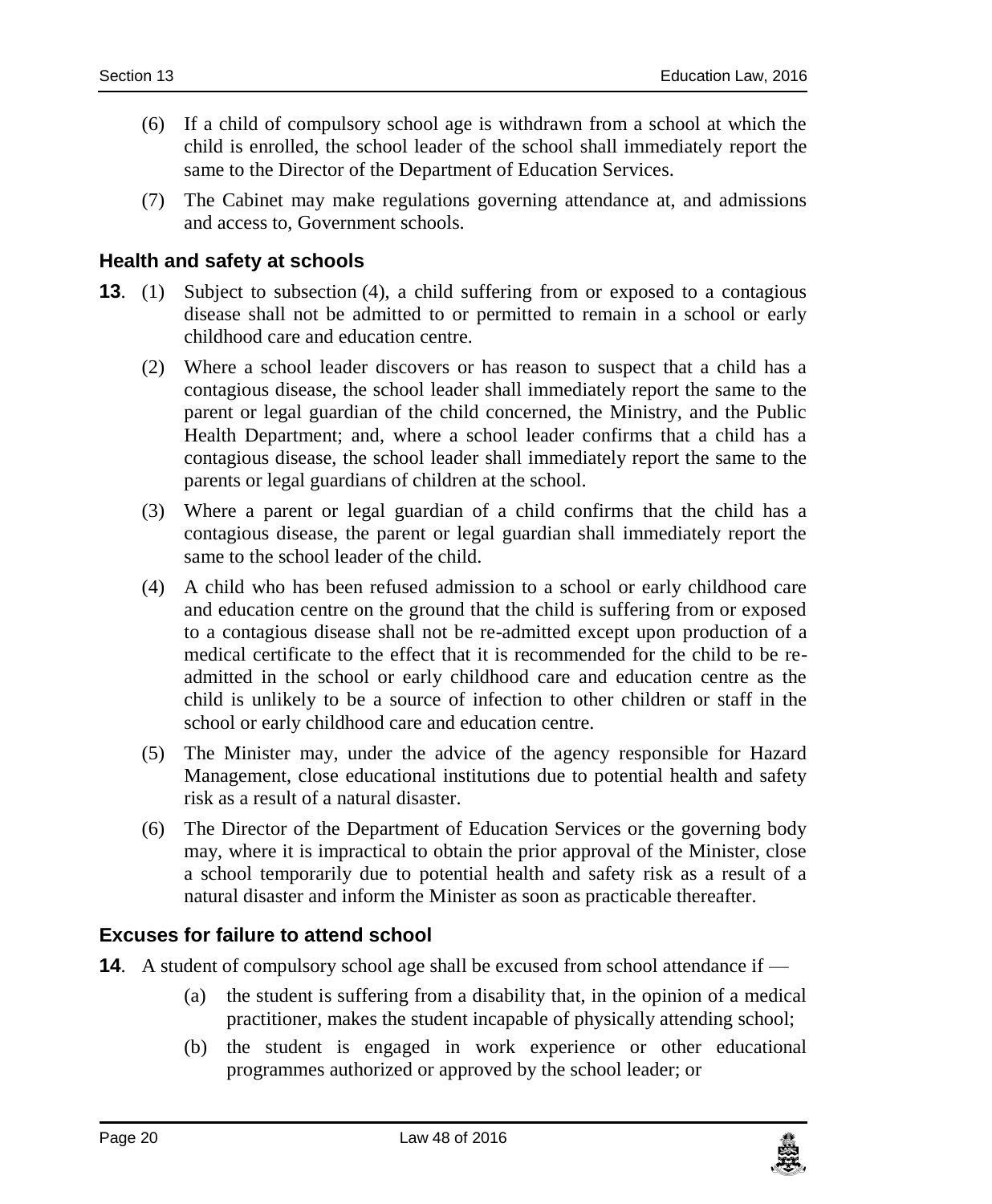(6) If a child of compulsory school age is withdrawn from a school at which the child is enrolled, the school leader of the school shall immediately report the same to the Director of the Department of Education Services.

(7) The Cabinet may make regulations governing attendance at, and admissions and access to, Government schools.

### Health and safety at schools

**13**. (1) Subject to subsection (4), a child suffering from or exposed to a contagious disease shall not be admitted to or permitted to remain in a school or early childhood care and education centre.

(2) Where a school leader discovers or has reason to suspect that a child has a contagious disease, the school leader shall immediately report the same to the parent or legal guardian of the child concerned, the Ministry, and the Public Health Department; and, where a school leader confirms that a child has a contagious disease, the school leader shall immediately report the same to the parents or legal guardians of children at the school.

(3) Where a parent or legal guardian of a child confirms that the child has a contagious disease, the parent or legal guardian shall immediately report the same to the school leader of the child.

(4) A child who has been refused admission to a school or early childhood care and education centre on the ground that the child is suffering from or exposed to a contagious disease shall not be re-admitted except upon production of a medical certificate to the effect that it is recommended for the child to be re-admitted in the school or early childhood care and education centre as the child is unlikely to be a source of infection to other children or staff in the school or early childhood care and education centre.

(5) The Minister may, under the advice of the agency responsible for Hazard Management, close educational institutions due to potential health and safety risk as a result of a natural disaster.

(6) The Director of the Department of Education Services or the governing body may, where it is impractical to obtain the prior approval of the Minister, close a school temporarily due to potential health and safety risk as a result of a natural disaster and inform the Minister as soon as practicable thereafter.

### Excuses for failure to attend school

**14**. A student of compulsory school age shall be excused from school attendance if —

(a) the student is suffering from a disability that, in the opinion of a medical practitioner, makes the student incapable of physically attending school;

(b) the student is engaged in work experience or other educational programmes authorized or approved by the school leader; or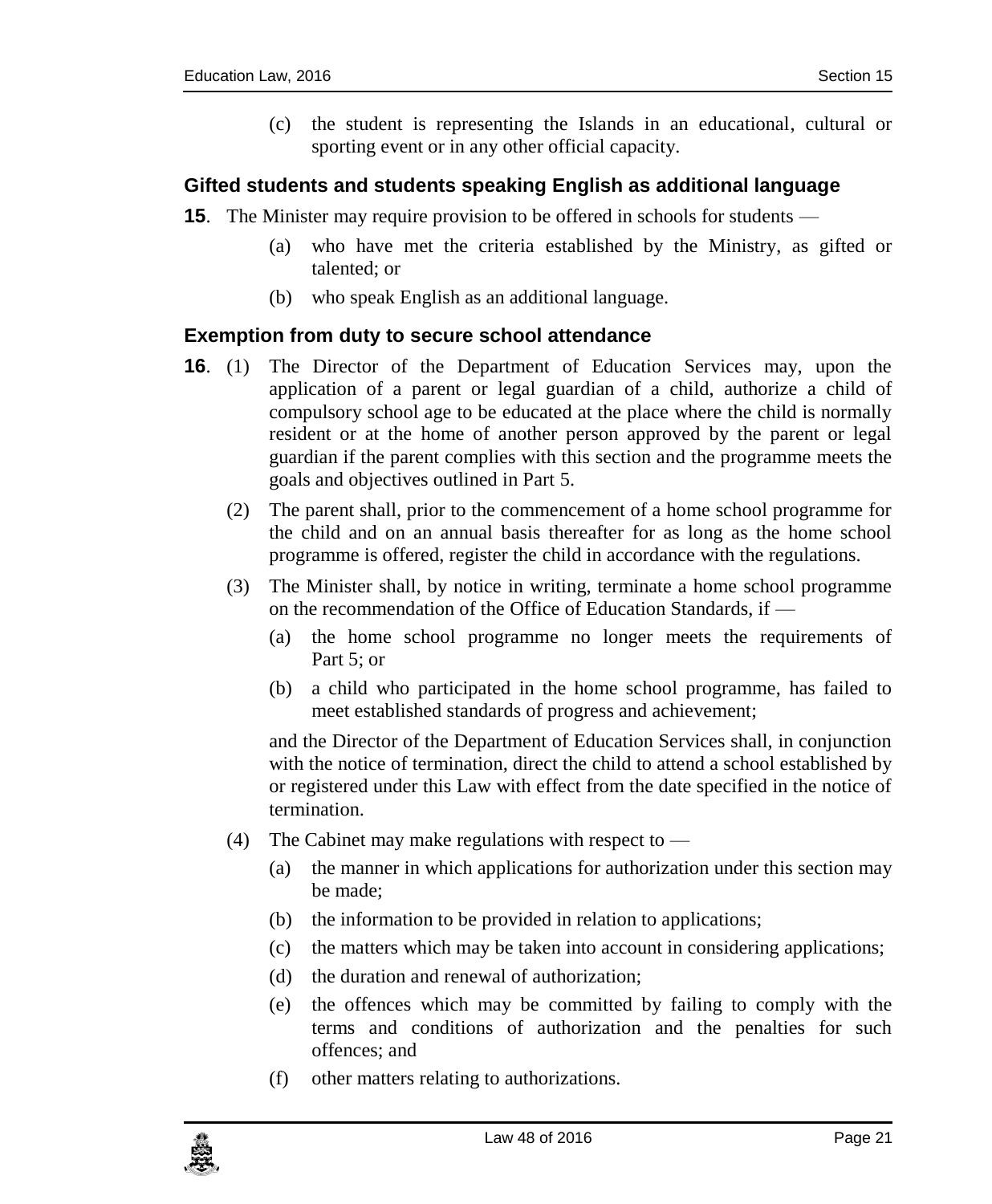(c) the student is representing the Islands in an educational, cultural or sporting event or in any other official capacity.

### Gifted students and students speaking English as additional language

**15**. The Minister may require provision to be offered in schools for students —

(a) who have met the criteria established by the Ministry, as gifted or talented; or

(b) who speak English as an additional language.

### Exemption from duty to secure school attendance

**16**. (1) The Director of the Department of Education Services may, upon the application of a parent or legal guardian of a child, authorize a child of compulsory school age to be educated at the place where the child is normally resident or at the home of another person approved by the parent or legal guardian if the parent complies with this section and the programme meets the goals and objectives outlined in Part 5.

(2) The parent shall, prior to the commencement of a home school programme for the child and on an annual basis thereafter for as long as the home school programme is offered, register the child in accordance with the regulations.

(3) The Minister shall, by notice in writing, terminate a home school programme on the recommendation of the Office of Education Standards, if —

(a) the home school programme no longer meets the requirements of Part 5; or

(b) a child who participated in the home school programme, has failed to meet established standards of progress and achievement;

and the Director of the Department of Education Services shall, in conjunction with the notice of termination, direct the child to attend a school established by or registered under this Law with effect from the date specified in the notice of termination.

(4) The Cabinet may make regulations with respect to —

(a) the manner in which applications for authorization under this section may be made;

(b) the information to be provided in relation to applications;

(c) the matters which may be taken into account in considering applications;

(d) the duration and renewal of authorization;

(e) the offences which may be committed by failing to comply with the terms and conditions of authorization and the penalties for such offences; and

(f) other matters relating to authorizations.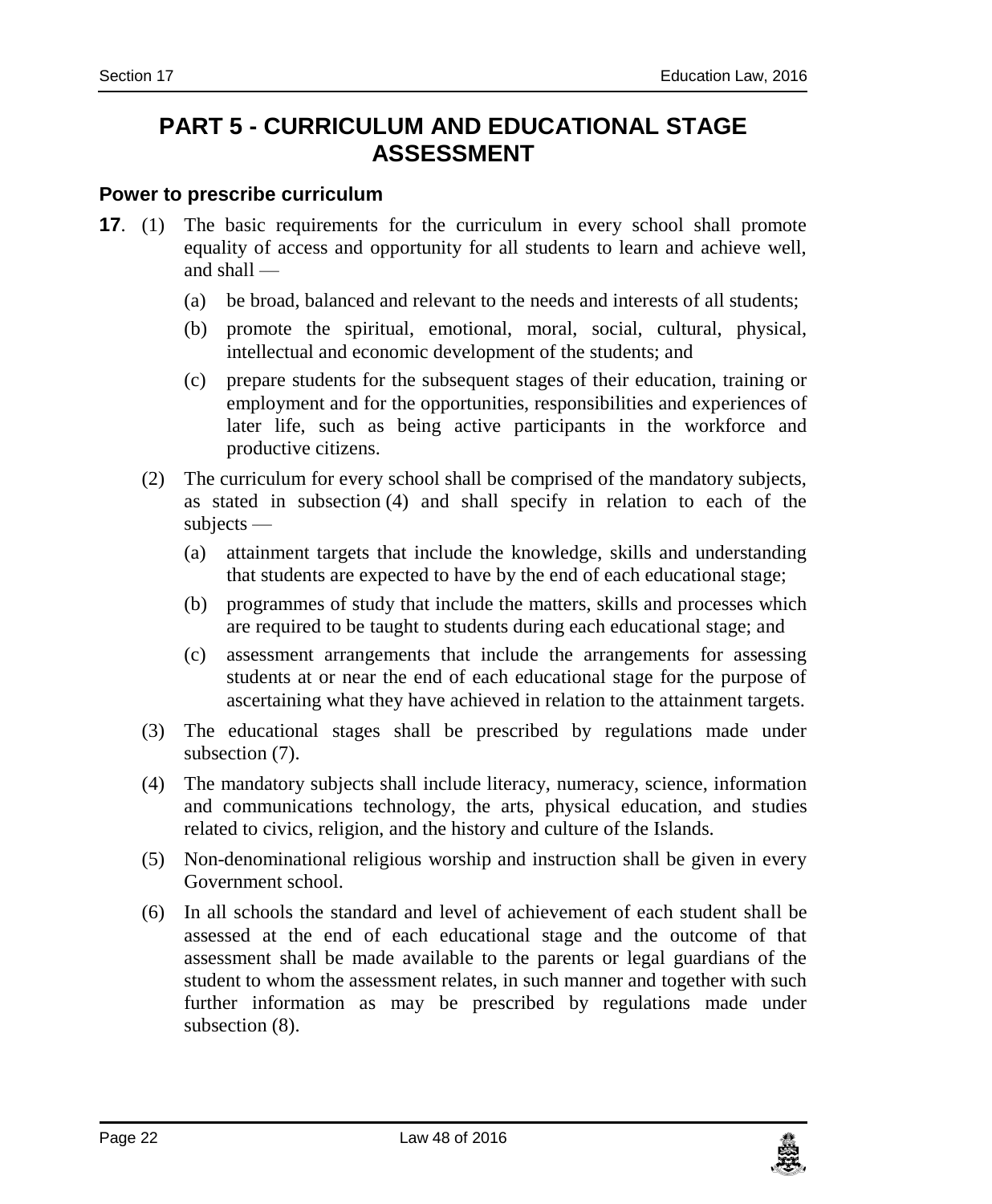# PART 5 - CURRICULUM AND EDUCATIONAL STAGE ASSESSMENT

### Power to prescribe curriculum

**17**. (1) The basic requirements for the curriculum in every school shall promote equality of access and opportunity for all students to learn and achieve well, and shall —

(a) be broad, balanced and relevant to the needs and interests of all students;

(b) promote the spiritual, emotional, moral, social, cultural, physical, intellectual and economic development of the students; and

(c) prepare students for the subsequent stages of their education, training or employment and for the opportunities, responsibilities and experiences of later life, such as being active participants in the workforce and productive citizens.

(2) The curriculum for every school shall be comprised of the mandatory subjects, as stated in subsection (4) and shall specify in relation to each of the subjects —

(a) attainment targets that include the knowledge, skills and understanding that students are expected to have by the end of each educational stage;

(b) programmes of study that include the matters, skills and processes which are required to be taught to students during each educational stage; and

(c) assessment arrangements that include the arrangements for assessing students at or near the end of each educational stage for the purpose of ascertaining what they have achieved in relation to the attainment targets.

(3) The educational stages shall be prescribed by regulations made under subsection (7).

(4) The mandatory subjects shall include literacy, numeracy, science, information and communications technology, the arts, physical education, and studies related to civics, religion, and the history and culture of the Islands.

(5) Non-denominational religious worship and instruction shall be given in every Government school.

(6) In all schools the standard and level of achievement of each student shall be assessed at the end of each educational stage and the outcome of that assessment shall be made available to the parents or legal guardians of the student to whom the assessment relates, in such manner and together with such further information as may be prescribed by regulations made under subsection (8).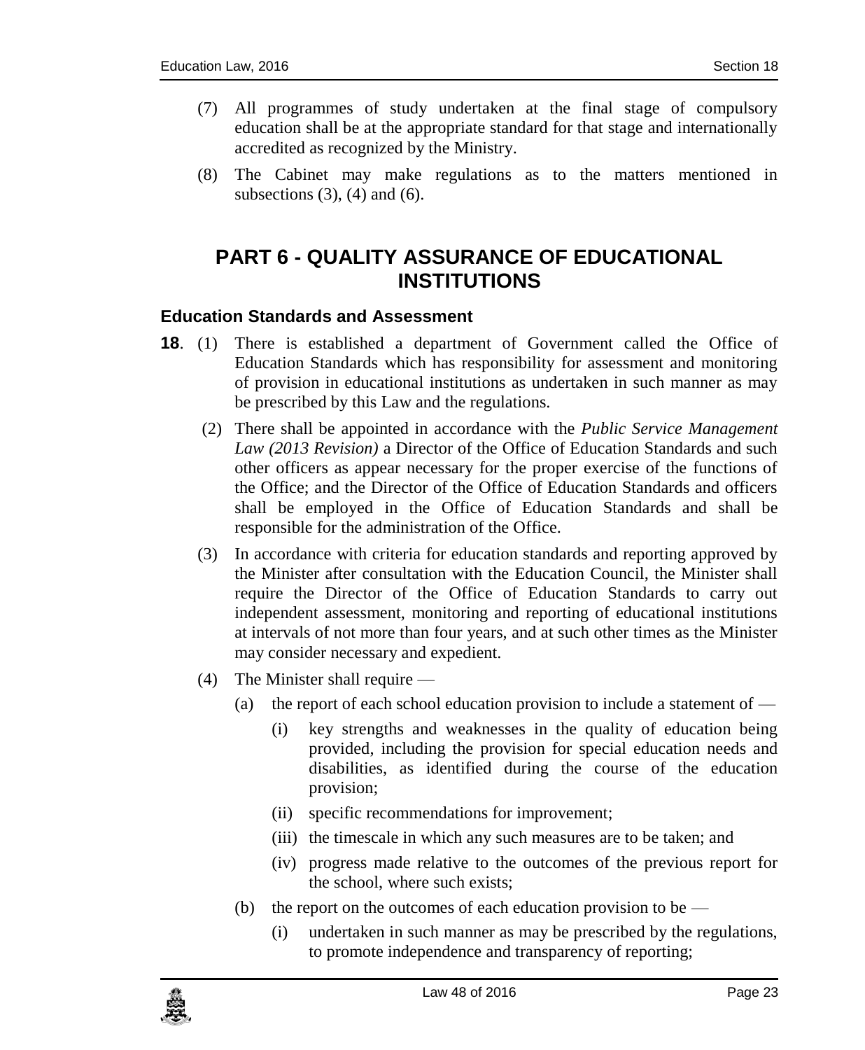(7) All programmes of study undertaken at the final stage of compulsory education shall be at the appropriate standard for that stage and internationally accredited as recognized by the Ministry.

(8) The Cabinet may make regulations as to the matters mentioned in subsections (3), (4) and (6).

## PART 6 - QUALITY ASSURANCE OF EDUCATIONAL INSTITUTIONS

### Education Standards and Assessment

**18**. (1) There is established a department of Government called the Office of Education Standards which has responsibility for assessment and monitoring of provision in educational institutions as undertaken in such manner as may be prescribed by this Law and the regulations.

(2) There shall be appointed in accordance with the *Public Service Management Law (2013 Revision)* a Director of the Office of Education Standards and such other officers as appear necessary for the proper exercise of the functions of the Office; and the Director of the Office of Education Standards and officers shall be employed in the Office of Education Standards and shall be responsible for the administration of the Office.

(3) In accordance with criteria for education standards and reporting approved by the Minister after consultation with the Education Council, the Minister shall require the Director of the Office of Education Standards to carry out independent assessment, monitoring and reporting of educational institutions at intervals of not more than four years, and at such other times as the Minister may consider necessary and expedient.

(4) The Minister shall require —

(a) the report of each school education provision to include a statement of —

(i) key strengths and weaknesses in the quality of education being provided, including the provision for special education needs and disabilities, as identified during the course of the education provision;

(ii) specific recommendations for improvement;

(iii) the timescale in which any such measures are to be taken; and

(iv) progress made relative to the outcomes of the previous report for the school, where such exists;

(b) the report on the outcomes of each education provision to be —

(i) undertaken in such manner as may be prescribed by the regulations, to promote independence and transparency of reporting;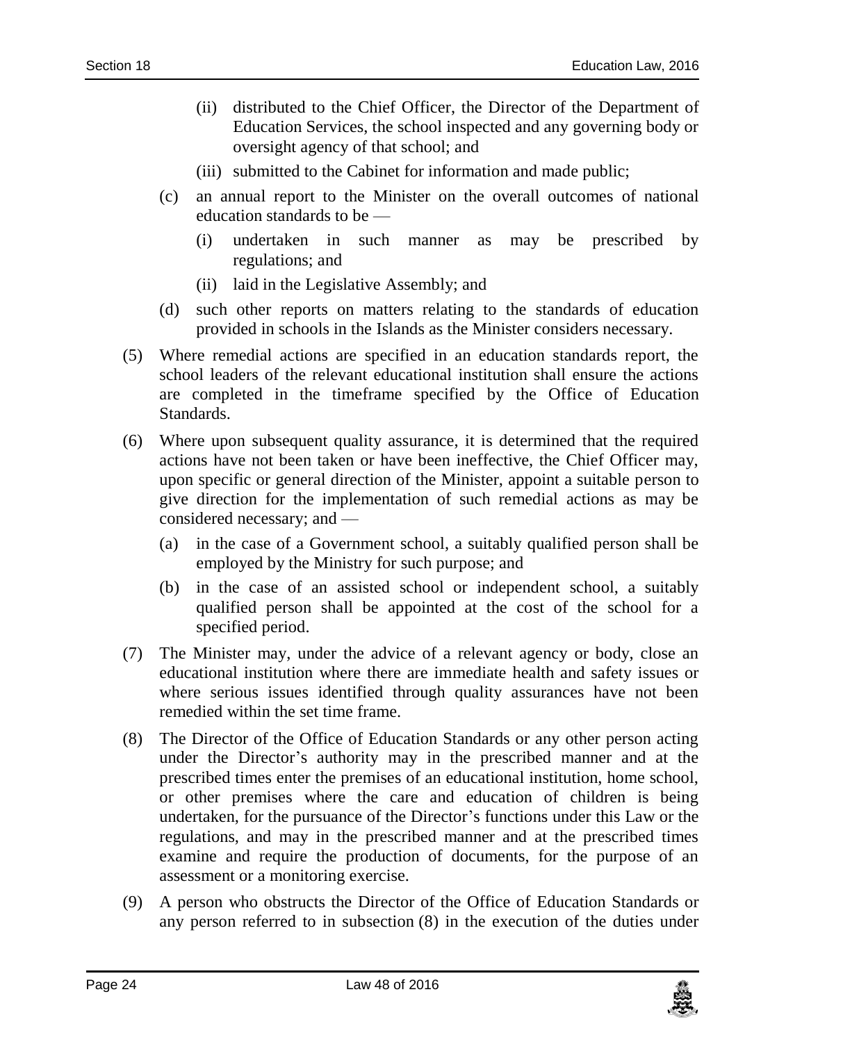(ii) distributed to the Chief Officer, the Director of the Department of Education Services, the school inspected and any governing body or oversight agency of that school; and

(iii) submitted to the Cabinet for information and made public;

(c) an annual report to the Minister on the overall outcomes of national education standards to be —

(i) undertaken in such manner as may be prescribed by regulations; and

(ii) laid in the Legislative Assembly; and

(d) such other reports on matters relating to the standards of education provided in schools in the Islands as the Minister considers necessary.

(5) Where remedial actions are specified in an education standards report, the school leaders of the relevant educational institution shall ensure the actions are completed in the timeframe specified by the Office of Education Standards.

(6) Where upon subsequent quality assurance, it is determined that the required actions have not been taken or have been ineffective, the Chief Officer may, upon specific or general direction of the Minister, appoint a suitable person to give direction for the implementation of such remedial actions as may be considered necessary; and —

(a) in the case of a Government school, a suitably qualified person shall be employed by the Ministry for such purpose; and

(b) in the case of an assisted school or independent school, a suitably qualified person shall be appointed at the cost of the school for a specified period.

(7) The Minister may, under the advice of a relevant agency or body, close an educational institution where there are immediate health and safety issues or where serious issues identified through quality assurances have not been remedied within the set time frame.

(8) The Director of the Office of Education Standards or any other person acting under the Director's authority may in the prescribed manner and at the prescribed times enter the premises of an educational institution, home school, or other premises where the care and education of children is being undertaken, for the pursuance of the Director's functions under this Law or the regulations, and may in the prescribed manner and at the prescribed times examine and require the production of documents, for the purpose of an assessment or a monitoring exercise.

(9) A person who obstructs the Director of the Office of Education Standards or any person referred to in subsection (8) in the execution of the duties under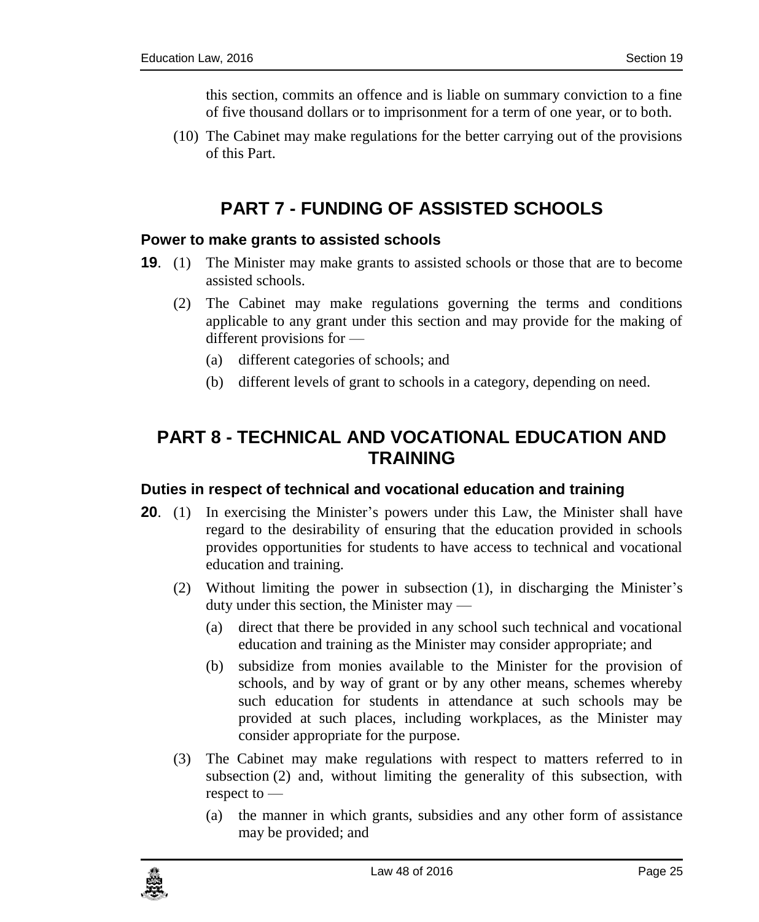this section, commits an offence and is liable on summary conviction to a fine of five thousand dollars or to imprisonment for a term of one year, or to both.

(10) The Cabinet may make regulations for the better carrying out of the provisions of this Part.

# PART 7 - FUNDING OF ASSISTED SCHOOLS

### Power to make grants to assisted schools

**19**. (1) The Minister may make grants to assisted schools or those that are to become assisted schools.

(2) The Cabinet may make regulations governing the terms and conditions applicable to any grant under this section and may provide for the making of different provisions for —

(a) different categories of schools; and

(b) different levels of grant to schools in a category, depending on need.

# PART 8 - TECHNICAL AND VOCATIONAL EDUCATION AND TRAINING

### Duties in respect of technical and vocational education and training

**20**. (1) In exercising the Minister's powers under this Law, the Minister shall have regard to the desirability of ensuring that the education provided in schools provides opportunities for students to have access to technical and vocational education and training.

(2) Without limiting the power in subsection (1), in discharging the Minister's duty under this section, the Minister may —

(a) direct that there be provided in any school such technical and vocational education and training as the Minister may consider appropriate; and

(b) subsidize from monies available to the Minister for the provision of schools, and by way of grant or by any other means, schemes whereby such education for students in attendance at such schools may be provided at such places, including workplaces, as the Minister may consider appropriate for the purpose.

(3) The Cabinet may make regulations with respect to matters referred to in subsection (2) and, without limiting the generality of this subsection, with respect to —

(a) the manner in which grants, subsidies and any other form of assistance may be provided; and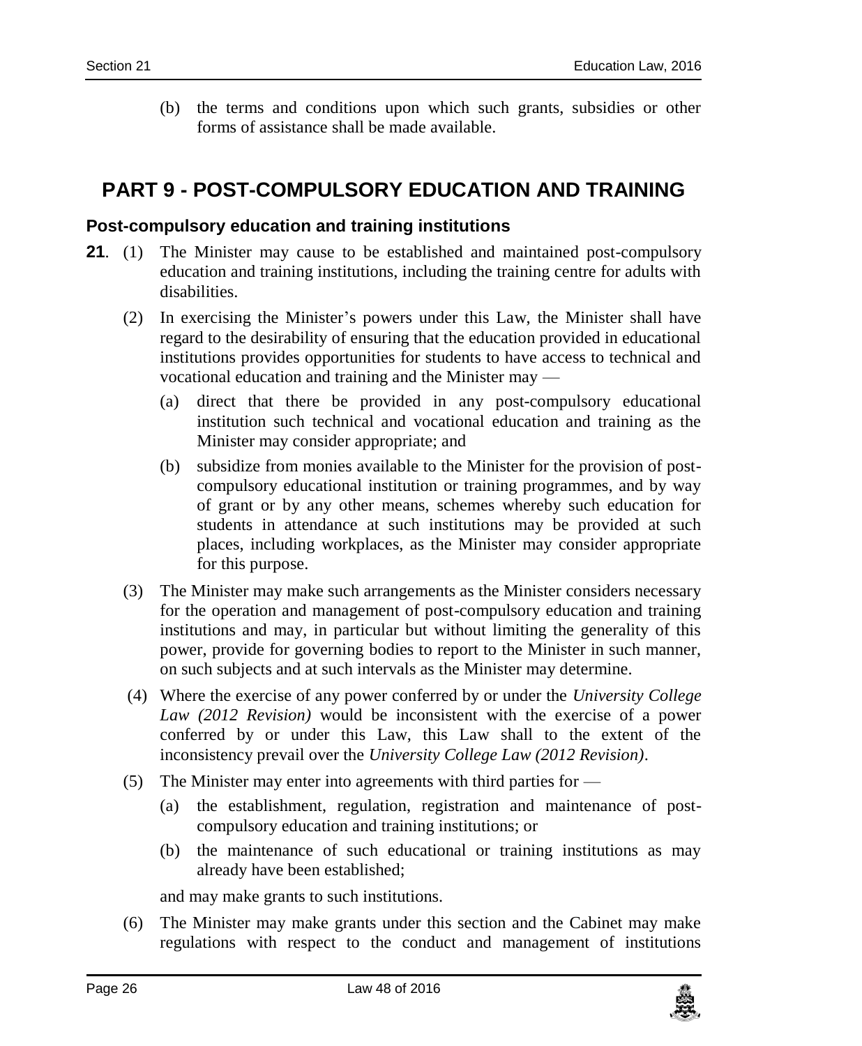(b) the terms and conditions upon which such grants, subsidies or other forms of assistance shall be made available.

# PART 9 - POST-COMPULSORY EDUCATION AND TRAINING

### Post-compulsory education and training institutions

**21**. (1) The Minister may cause to be established and maintained post-compulsory education and training institutions, including the training centre for adults with disabilities.

(2) In exercising the Minister's powers under this Law, the Minister shall have regard to the desirability of ensuring that the education provided in educational institutions provides opportunities for students to have access to technical and vocational education and training and the Minister may —

(a) direct that there be provided in any post-compulsory educational institution such technical and vocational education and training as the Minister may consider appropriate; and

(b) subsidize from monies available to the Minister for the provision of post-compulsory educational institution or training programmes, and by way of grant or by any other means, schemes whereby such education for students in attendance at such institutions may be provided at such places, including workplaces, as the Minister may consider appropriate for this purpose.

(3) The Minister may make such arrangements as the Minister considers necessary for the operation and management of post-compulsory education and training institutions and may, in particular but without limiting the generality of this power, provide for governing bodies to report to the Minister in such manner, on such subjects and at such intervals as the Minister may determine.

(4) Where the exercise of any power conferred by or under the *University College Law (2012 Revision)* would be inconsistent with the exercise of a power conferred by or under this Law, this Law shall to the extent of the inconsistency prevail over the *University College Law (2012 Revision)*.

(5) The Minister may enter into agreements with third parties for —

(a) the establishment, regulation, registration and maintenance of post-compulsory education and training institutions; or

(b) the maintenance of such educational or training institutions as may already have been established;

and may make grants to such institutions.

(6) The Minister may make grants under this section and the Cabinet may make regulations with respect to the conduct and management of institutions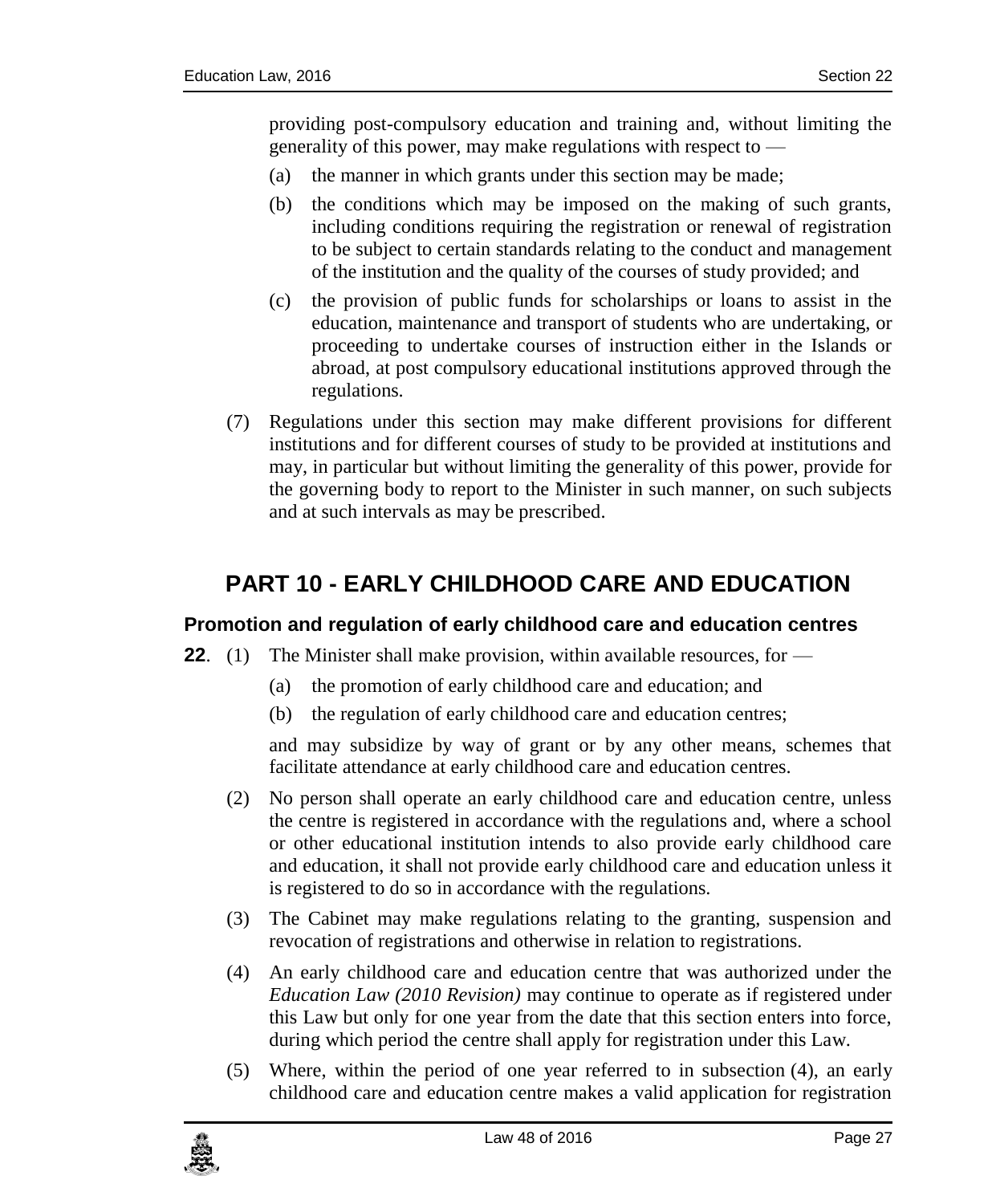providing post-compulsory education and training and, without limiting the generality of this power, may make regulations with respect to —

(a) the manner in which grants under this section may be made;

(b) the conditions which may be imposed on the making of such grants, including conditions requiring the registration or renewal of registration to be subject to certain standards relating to the conduct and management of the institution and the quality of the courses of study provided; and

(c) the provision of public funds for scholarships or loans to assist in the education, maintenance and transport of students who are undertaking, or proceeding to undertake courses of instruction either in the Islands or abroad, at post compulsory educational institutions approved through the regulations.

(7) Regulations under this section may make different provisions for different institutions and for different courses of study to be provided at institutions and may, in particular but without limiting the generality of this power, provide for the governing body to report to the Minister in such manner, on such subjects and at such intervals as may be prescribed.

# PART 10 - EARLY CHILDHOOD CARE AND EDUCATION

### Promotion and regulation of early childhood care and education centres

**22**. (1) The Minister shall make provision, within available resources, for —

(a) the promotion of early childhood care and education; and

(b) the regulation of early childhood care and education centres;

and may subsidize by way of grant or by any other means, schemes that facilitate attendance at early childhood care and education centres.

(2) No person shall operate an early childhood care and education centre, unless the centre is registered in accordance with the regulations and, where a school or other educational institution intends to also provide early childhood care and education, it shall not provide early childhood care and education unless it is registered to do so in accordance with the regulations.

(3) The Cabinet may make regulations relating to the granting, suspension and revocation of registrations and otherwise in relation to registrations.

(4) An early childhood care and education centre that was authorized under the *Education Law (2010 Revision)* may continue to operate as if registered under this Law but only for one year from the date that this section enters into force, during which period the centre shall apply for registration under this Law.

(5) Where, within the period of one year referred to in subsection (4), an early childhood care and education centre makes a valid application for registration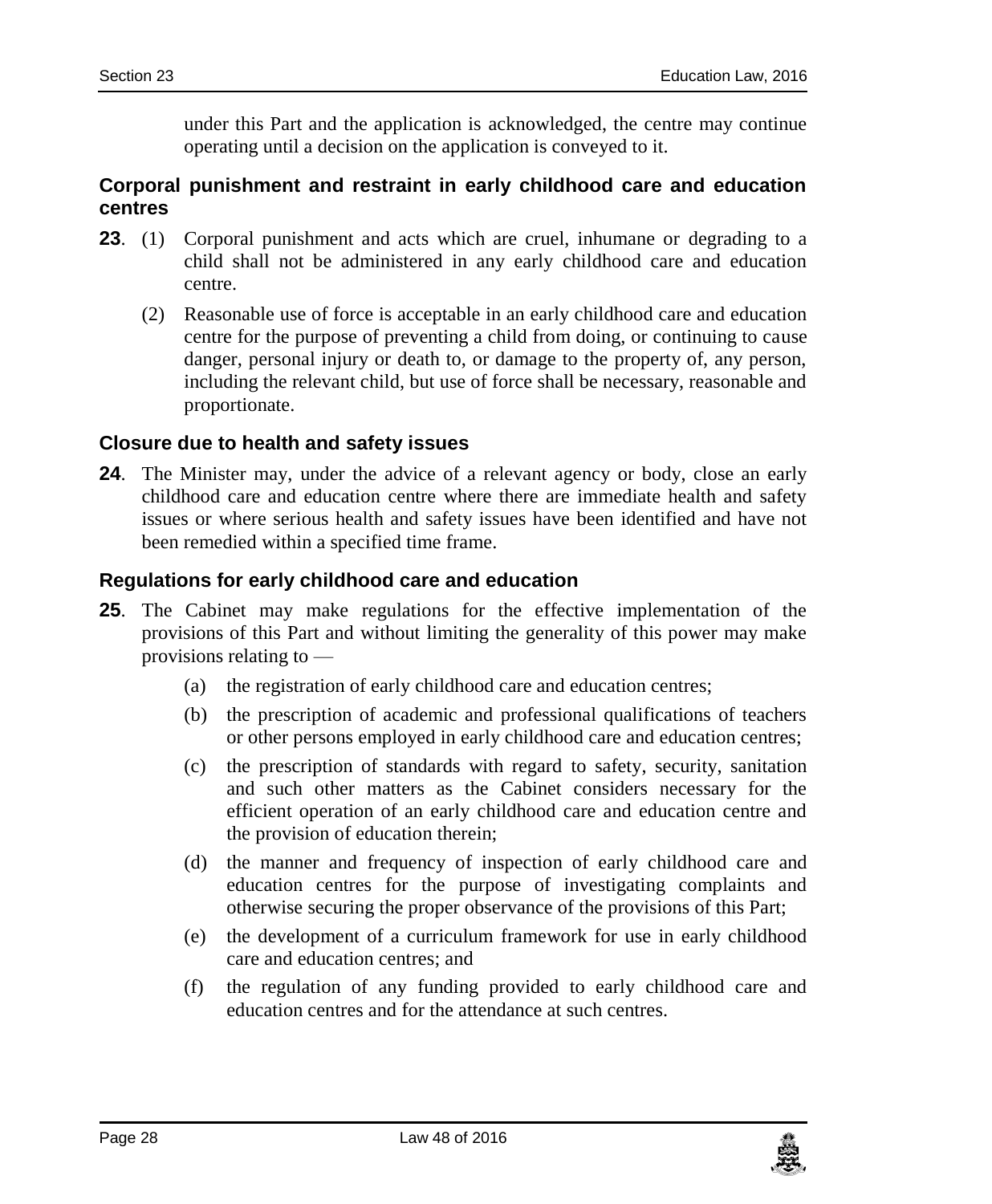under this Part and the application is acknowledged, the centre may continue operating until a decision on the application is conveyed to it.

### Corporal punishment and restraint in early childhood care and education centres

**23**. (1) Corporal punishment and acts which are cruel, inhumane or degrading to a child shall not be administered in any early childhood care and education centre.

(2) Reasonable use of force is acceptable in an early childhood care and education centre for the purpose of preventing a child from doing, or continuing to cause danger, personal injury or death to, or damage to the property of, any person, including the relevant child, but use of force shall be necessary, reasonable and proportionate.

### Closure due to health and safety issues

**24**. The Minister may, under the advice of a relevant agency or body, close an early childhood care and education centre where there are immediate health and safety issues or where serious health and safety issues have been identified and have not been remedied within a specified time frame.

### Regulations for early childhood care and education

**25**. The Cabinet may make regulations for the effective implementation of the provisions of this Part and without limiting the generality of this power may make provisions relating to —

(a) the registration of early childhood care and education centres;

(b) the prescription of academic and professional qualifications of teachers or other persons employed in early childhood care and education centres;

(c) the prescription of standards with regard to safety, security, sanitation and such other matters as the Cabinet considers necessary for the efficient operation of an early childhood care and education centre and the provision of education therein;

(d) the manner and frequency of inspection of early childhood care and education centres for the purpose of investigating complaints and otherwise securing the proper observance of the provisions of this Part;

(e) the development of a curriculum framework for use in early childhood care and education centres; and

(f) the regulation of any funding provided to early childhood care and education centres and for the attendance at such centres.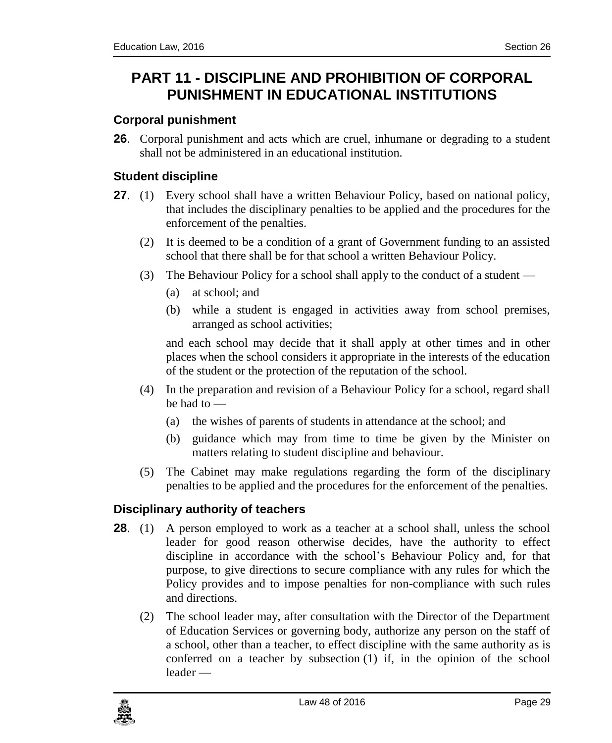## PART 11 - DISCIPLINE AND PROHIBITION OF CORPORAL PUNISHMENT IN EDUCATIONAL INSTITUTIONS

### Corporal punishment

**26**. Corporal punishment and acts which are cruel, inhumane or degrading to a student shall not be administered in an educational institution.

### Student discipline

**27**. (1) Every school shall have a written Behaviour Policy, based on national policy, that includes the disciplinary penalties to be applied and the procedures for the enforcement of the penalties.

(2) It is deemed to be a condition of a grant of Government funding to an assisted school that there shall be for that school a written Behaviour Policy.

(3) The Behaviour Policy for a school shall apply to the conduct of a student —

(a) at school; and

(b) while a student is engaged in activities away from school premises, arranged as school activities;

and each school may decide that it shall apply at other times and in other places when the school considers it appropriate in the interests of the education of the student or the protection of the reputation of the school.

(4) In the preparation and revision of a Behaviour Policy for a school, regard shall be had to —

(a) the wishes of parents of students in attendance at the school; and

(b) guidance which may from time to time be given by the Minister on matters relating to student discipline and behaviour.

(5) The Cabinet may make regulations regarding the form of the disciplinary penalties to be applied and the procedures for the enforcement of the penalties.

### Disciplinary authority of teachers

**28**. (1) A person employed to work as a teacher at a school shall, unless the school leader for good reason otherwise decides, have the authority to effect discipline in accordance with the school's Behaviour Policy and, for that purpose, to give directions to secure compliance with any rules for which the Policy provides and to impose penalties for non-compliance with such rules and directions.

(2) The school leader may, after consultation with the Director of the Department of Education Services or governing body, authorize any person on the staff of a school, other than a teacher, to effect discipline with the same authority as is conferred on a teacher by subsection (1) if, in the opinion of the school leader —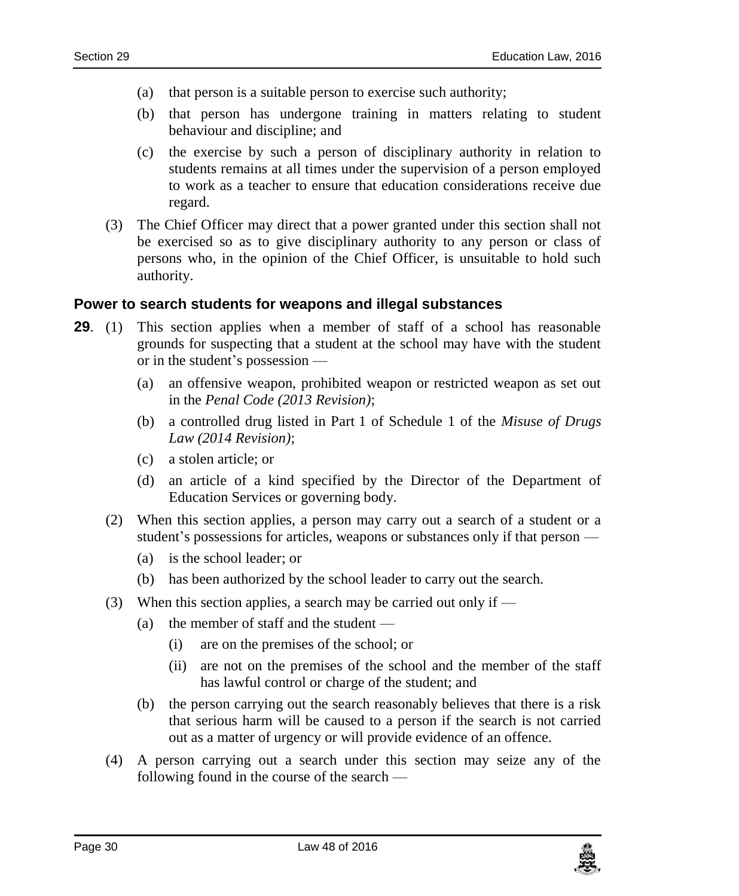(a) that person is a suitable person to exercise such authority;

(b) that person has undergone training in matters relating to student behaviour and discipline; and

(c) the exercise by such a person of disciplinary authority in relation to students remains at all times under the supervision of a person employed to work as a teacher to ensure that education considerations receive due regard.

(3) The Chief Officer may direct that a power granted under this section shall not be exercised so as to give disciplinary authority to any person or class of persons who, in the opinion of the Chief Officer, is unsuitable to hold such authority.

### Power to search students for weapons and illegal substances

**29**. (1) This section applies when a member of staff of a school has reasonable grounds for suspecting that a student at the school may have with the student or in the student's possession —

(a) an offensive weapon, prohibited weapon or restricted weapon as set out in the *Penal Code (2013 Revision)*;

(b) a controlled drug listed in Part 1 of Schedule 1 of the *Misuse of Drugs Law (2014 Revision)*;

(c) a stolen article; or

(d) an article of a kind specified by the Director of the Department of Education Services or governing body.

(2) When this section applies, a person may carry out a search of a student or a student's possessions for articles, weapons or substances only if that person —

(a) is the school leader; or

(b) has been authorized by the school leader to carry out the search.

(3) When this section applies, a search may be carried out only if —

(a) the member of staff and the student —

(i) are on the premises of the school; or

(ii) are not on the premises of the school and the member of the staff has lawful control or charge of the student; and

(b) the person carrying out the search reasonably believes that there is a risk that serious harm will be caused to a person if the search is not carried out as a matter of urgency or will provide evidence of an offence.

(4) A person carrying out a search under this section may seize any of the following found in the course of the search —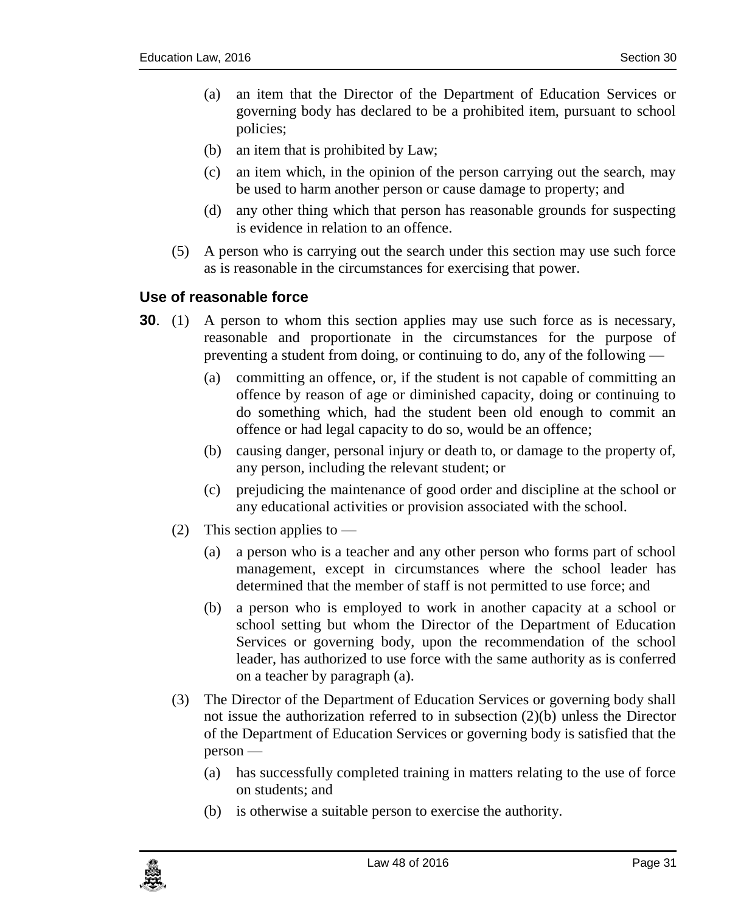(a) an item that the Director of the Department of Education Services or governing body has declared to be a prohibited item, pursuant to school policies;

(b) an item that is prohibited by Law;

(c) an item which, in the opinion of the person carrying out the search, may be used to harm another person or cause damage to property; and

(d) any other thing which that person has reasonable grounds for suspecting is evidence in relation to an offence.

(5) A person who is carrying out the search under this section may use such force as is reasonable in the circumstances for exercising that power.

### Use of reasonable force

**30**. (1) A person to whom this section applies may use such force as is necessary, reasonable and proportionate in the circumstances for the purpose of preventing a student from doing, or continuing to do, any of the following —

(a) committing an offence, or, if the student is not capable of committing an offence by reason of age or diminished capacity, doing or continuing to do something which, had the student been old enough to commit an offence or had legal capacity to do so, would be an offence;

(b) causing danger, personal injury or death to, or damage to the property of, any person, including the relevant student; or

(c) prejudicing the maintenance of good order and discipline at the school or any educational activities or provision associated with the school.

(2) This section applies to —

(a) a person who is a teacher and any other person who forms part of school management, except in circumstances where the school leader has determined that the member of staff is not permitted to use force; and

(b) a person who is employed to work in another capacity at a school or school setting but whom the Director of the Department of Education Services or governing body, upon the recommendation of the school leader, has authorized to use force with the same authority as is conferred on a teacher by paragraph (a).

(3) The Director of the Department of Education Services or governing body shall not issue the authorization referred to in subsection (2)(b) unless the Director of the Department of Education Services or governing body is satisfied that the person —

(a) has successfully completed training in matters relating to the use of force on students; and

(b) is otherwise a suitable person to exercise the authority.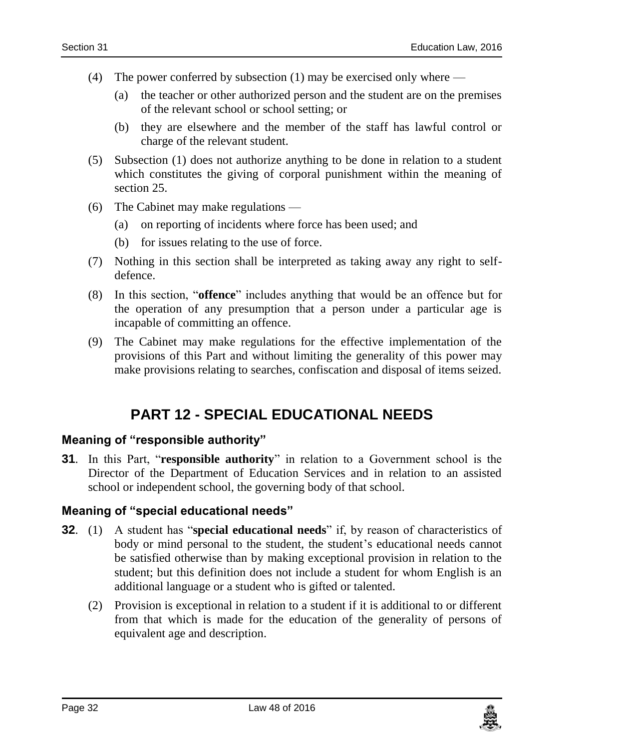(4) The power conferred by subsection (1) may be exercised only where —

  (a) the teacher or other authorized person and the student are on the premises of the relevant school or school setting; or

  (b) they are elsewhere and the member of the staff has lawful control or charge of the relevant student.

(5) Subsection (1) does not authorize anything to be done in relation to a student which constitutes the giving of corporal punishment within the meaning of section 25.

(6) The Cabinet may make regulations —

  (a) on reporting of incidents where force has been used; and

  (b) for issues relating to the use of force.

(7) Nothing in this section shall be interpreted as taking away any right to self-defence.

(8) In this section, "**offence**" includes anything that would be an offence but for the operation of any presumption that a person under a particular age is incapable of committing an offence.

(9) The Cabinet may make regulations for the effective implementation of the provisions of this Part and without limiting the generality of this power may make provisions relating to searches, confiscation and disposal of items seized.

# PART 12 - SPECIAL EDUCATIONAL NEEDS

### Meaning of "responsible authority"

**31**. In this Part, "**responsible authority**" in relation to a Government school is the Director of the Department of Education Services and in relation to an assisted school or independent school, the governing body of that school.

### Meaning of "special educational needs"

**32**. (1) A student has "**special educational needs**" if, by reason of characteristics of body or mind personal to the student, the student's educational needs cannot be satisfied otherwise than by making exceptional provision in relation to the student; but this definition does not include a student for whom English is an additional language or a student who is gifted or talented.

(2) Provision is exceptional in relation to a student if it is additional to or different from that which is made for the education of the generality of persons of equivalent age and description.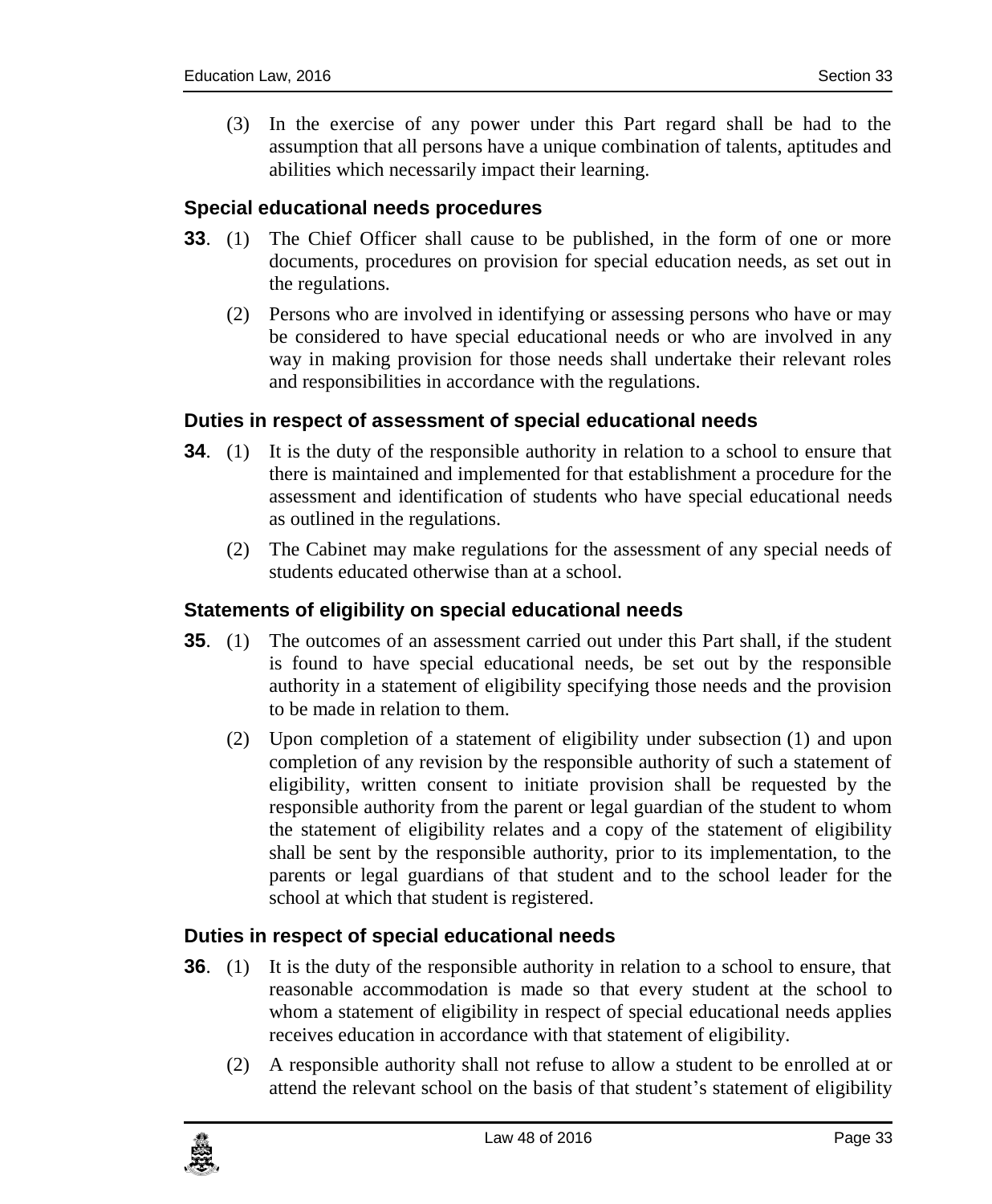(3) In the exercise of any power under this Part regard shall be had to the assumption that all persons have a unique combination of talents, aptitudes and abilities which necessarily impact their learning.

### Special educational needs procedures

**33**. (1) The Chief Officer shall cause to be published, in the form of one or more documents, procedures on provision for special education needs, as set out in the regulations.

(2) Persons who are involved in identifying or assessing persons who have or may be considered to have special educational needs or who are involved in any way in making provision for those needs shall undertake their relevant roles and responsibilities in accordance with the regulations.

### Duties in respect of assessment of special educational needs

**34**. (1) It is the duty of the responsible authority in relation to a school to ensure that there is maintained and implemented for that establishment a procedure for the assessment and identification of students who have special educational needs as outlined in the regulations.

(2) The Cabinet may make regulations for the assessment of any special needs of students educated otherwise than at a school.

### Statements of eligibility on special educational needs

**35**. (1) The outcomes of an assessment carried out under this Part shall, if the student is found to have special educational needs, be set out by the responsible authority in a statement of eligibility specifying those needs and the provision to be made in relation to them.

(2) Upon completion of a statement of eligibility under subsection (1) and upon completion of any revision by the responsible authority of such a statement of eligibility, written consent to initiate provision shall be requested by the responsible authority from the parent or legal guardian of the student to whom the statement of eligibility relates and a copy of the statement of eligibility shall be sent by the responsible authority, prior to its implementation, to the parents or legal guardians of that student and to the school leader for the school at which that student is registered.

### Duties in respect of special educational needs

**36**. (1) It is the duty of the responsible authority in relation to a school to ensure, that reasonable accommodation is made so that every student at the school to whom a statement of eligibility in respect of special educational needs applies receives education in accordance with that statement of eligibility.

(2) A responsible authority shall not refuse to allow a student to be enrolled at or attend the relevant school on the basis of that student's statement of eligibility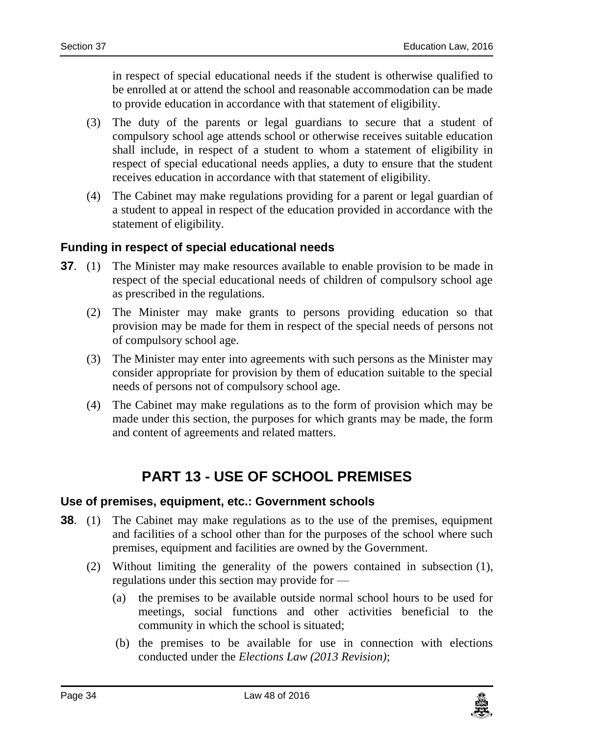in respect of special educational needs if the student is otherwise qualified to be enrolled at or attend the school and reasonable accommodation can be made to provide education in accordance with that statement of eligibility.

(3) The duty of the parents or legal guardians to secure that a student of compulsory school age attends school or otherwise receives suitable education shall include, in respect of a student to whom a statement of eligibility in respect of special educational needs applies, a duty to ensure that the student receives education in accordance with that statement of eligibility.

(4) The Cabinet may make regulations providing for a parent or legal guardian of a student to appeal in respect of the education provided in accordance with the statement of eligibility.

### Funding in respect of special educational needs

**37**. (1) The Minister may make resources available to enable provision to be made in respect of the special educational needs of children of compulsory school age as prescribed in the regulations.

(2) The Minister may make grants to persons providing education so that provision may be made for them in respect of the special needs of persons not of compulsory school age.

(3) The Minister may enter into agreements with such persons as the Minister may consider appropriate for provision by them of education suitable to the special needs of persons not of compulsory school age.

(4) The Cabinet may make regulations as to the form of provision which may be made under this section, the purposes for which grants may be made, the form and content of agreements and related matters.

## PART 13 - USE OF SCHOOL PREMISES

### Use of premises, equipment, etc.: Government schools

**38**. (1) The Cabinet may make regulations as to the use of the premises, equipment and facilities of a school other than for the purposes of the school where such premises, equipment and facilities are owned by the Government.

(2) Without limiting the generality of the powers contained in subsection (1), regulations under this section may provide for —

(a) the premises to be available outside normal school hours to be used for meetings, social functions and other activities beneficial to the community in which the school is situated;

(b) the premises to be available for use in connection with elections conducted under the *Elections Law (2013 Revision)*;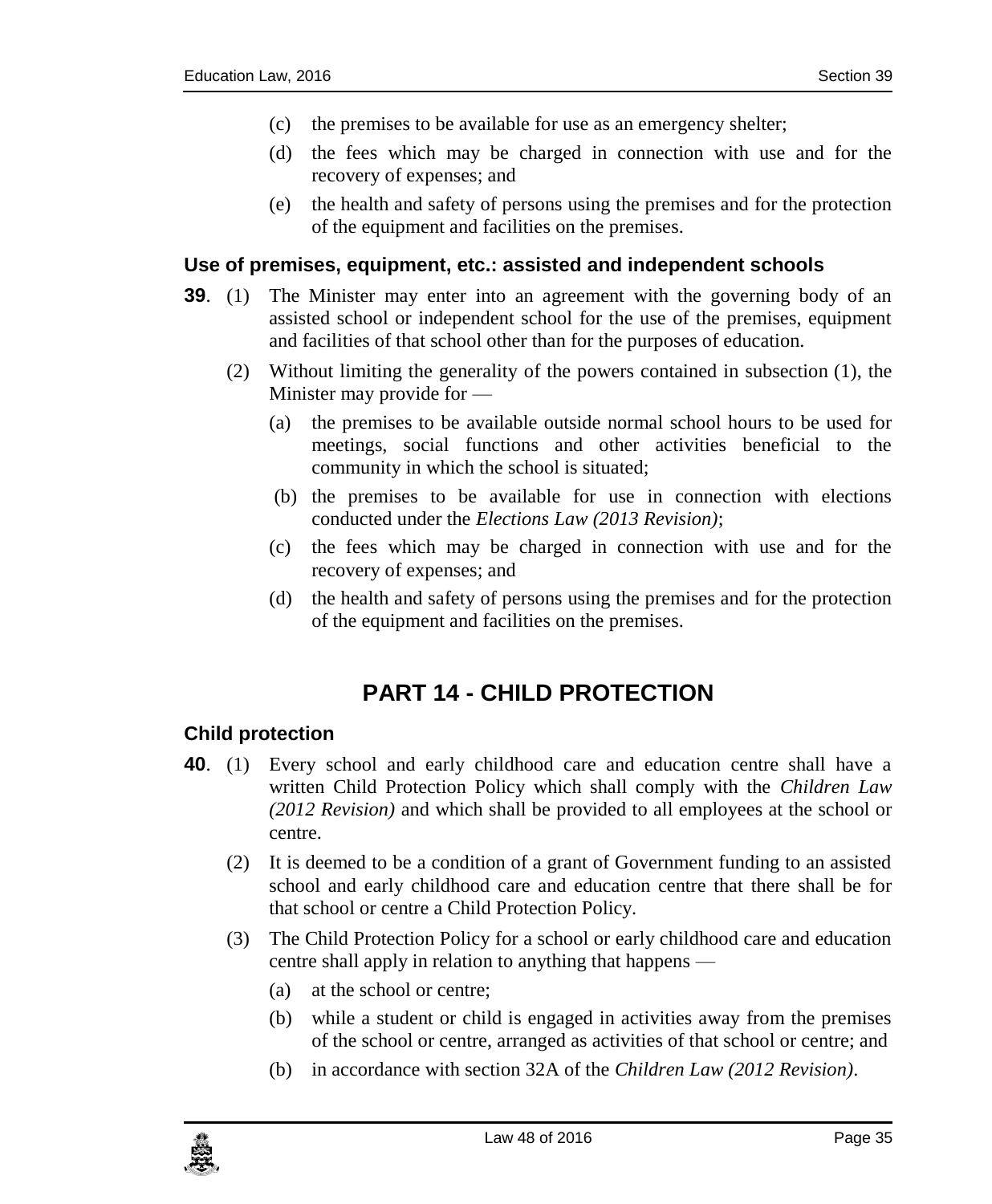(c) the premises to be available for use as an emergency shelter;

(d) the fees which may be charged in connection with use and for the recovery of expenses; and

(e) the health and safety of persons using the premises and for the protection of the equipment and facilities on the premises.

### Use of premises, equipment, etc.: assisted and independent schools

**39**. (1) The Minister may enter into an agreement with the governing body of an assisted school or independent school for the use of the premises, equipment and facilities of that school other than for the purposes of education.

(2) Without limiting the generality of the powers contained in subsection (1), the Minister may provide for —

(a) the premises to be available outside normal school hours to be used for meetings, social functions and other activities beneficial to the community in which the school is situated;

(b) the premises to be available for use in connection with elections conducted under the *Elections Law (2013 Revision)*;

(c) the fees which may be charged in connection with use and for the recovery of expenses; and

(d) the health and safety of persons using the premises and for the protection of the equipment and facilities on the premises.

## PART 14 - CHILD PROTECTION

### Child protection

**40**. (1) Every school and early childhood care and education centre shall have a written Child Protection Policy which shall comply with the *Children Law (2012 Revision)* and which shall be provided to all employees at the school or centre.

(2) It is deemed to be a condition of a grant of Government funding to an assisted school and early childhood care and education centre that there shall be for that school or centre a Child Protection Policy.

(3) The Child Protection Policy for a school or early childhood care and education centre shall apply in relation to anything that happens —

(a) at the school or centre;

(b) while a student or child is engaged in activities away from the premises of the school or centre, arranged as activities of that school or centre; and

(b) in accordance with section 32A of the *Children Law (2012 Revision)*.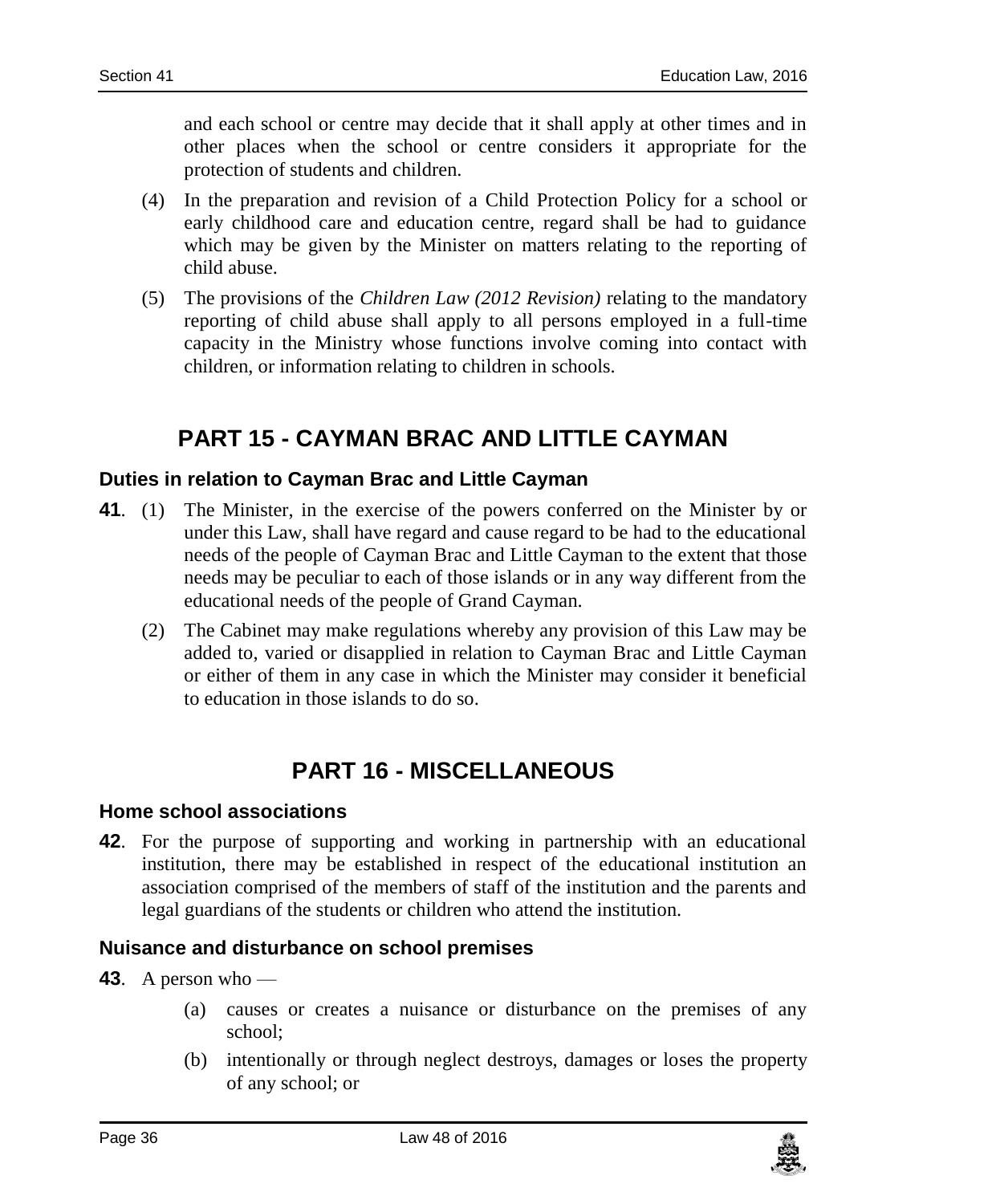and each school or centre may decide that it shall apply at other times and in other places when the school or centre considers it appropriate for the protection of students and children.

(4) In the preparation and revision of a Child Protection Policy for a school or early childhood care and education centre, regard shall be had to guidance which may be given by the Minister on matters relating to the reporting of child abuse.

(5) The provisions of the *Children Law (2012 Revision)* relating to the mandatory reporting of child abuse shall apply to all persons employed in a full-time capacity in the Ministry whose functions involve coming into contact with children, or information relating to children in schools.

## PART 15 - CAYMAN BRAC AND LITTLE CAYMAN

### Duties in relation to Cayman Brac and Little Cayman

**41**. (1) The Minister, in the exercise of the powers conferred on the Minister by or under this Law, shall have regard and cause regard to be had to the educational needs of the people of Cayman Brac and Little Cayman to the extent that those needs may be peculiar to each of those islands or in any way different from the educational needs of the people of Grand Cayman.

(2) The Cabinet may make regulations whereby any provision of this Law may be added to, varied or disapplied in relation to Cayman Brac and Little Cayman or either of them in any case in which the Minister may consider it beneficial to education in those islands to do so.

## PART 16 - MISCELLANEOUS

### Home school associations

**42**. For the purpose of supporting and working in partnership with an educational institution, there may be established in respect of the educational institution an association comprised of the members of staff of the institution and the parents and legal guardians of the students or children who attend the institution.

### Nuisance and disturbance on school premises

**43**. A person who —

(a) causes or creates a nuisance or disturbance on the premises of any school;

(b) intentionally or through neglect destroys, damages or loses the property of any school; or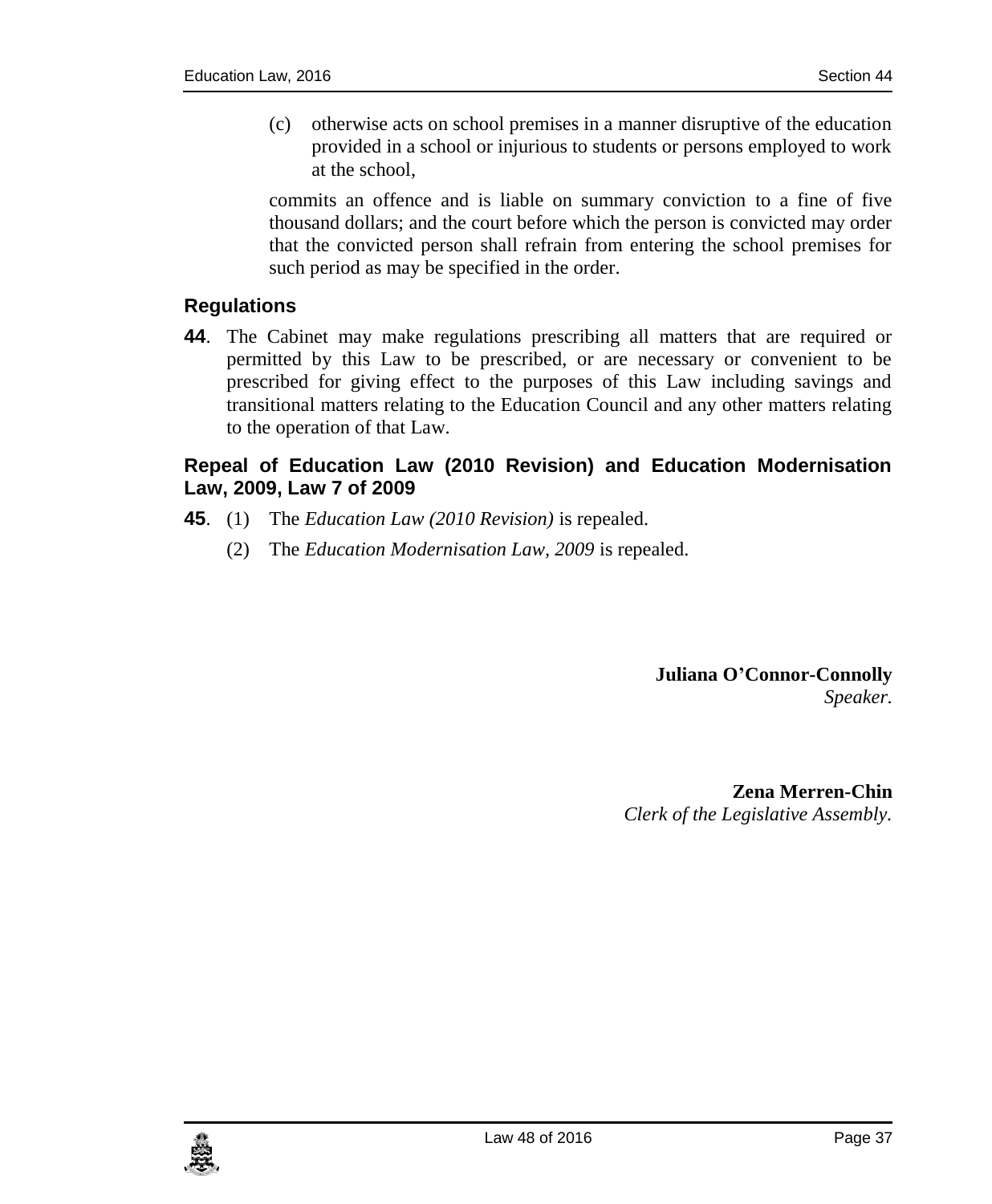(c) otherwise acts on school premises in a manner disruptive of the education provided in a school or injurious to students or persons employed to work at the school,

commits an offence and is liable on summary conviction to a fine of five thousand dollars; and the court before which the person is convicted may order that the convicted person shall refrain from entering the school premises for such period as may be specified in the order.

## Regulations

**44**. The Cabinet may make regulations prescribing all matters that are required or permitted by this Law to be prescribed, or are necessary or convenient to be prescribed for giving effect to the purposes of this Law including savings and transitional matters relating to the Education Council and any other matters relating to the operation of that Law.

## Repeal of Education Law (2010 Revision) and Education Modernisation Law, 2009, Law 7 of 2009

**45**. (1) The *Education Law (2010 Revision)* is repealed.

(2) The *Education Modernisation Law, 2009* is repealed.

**Juliana O'Connor-Connolly**
*Speaker.*

**Zena Merren-Chin**
*Clerk of the Legislative Assembly.*